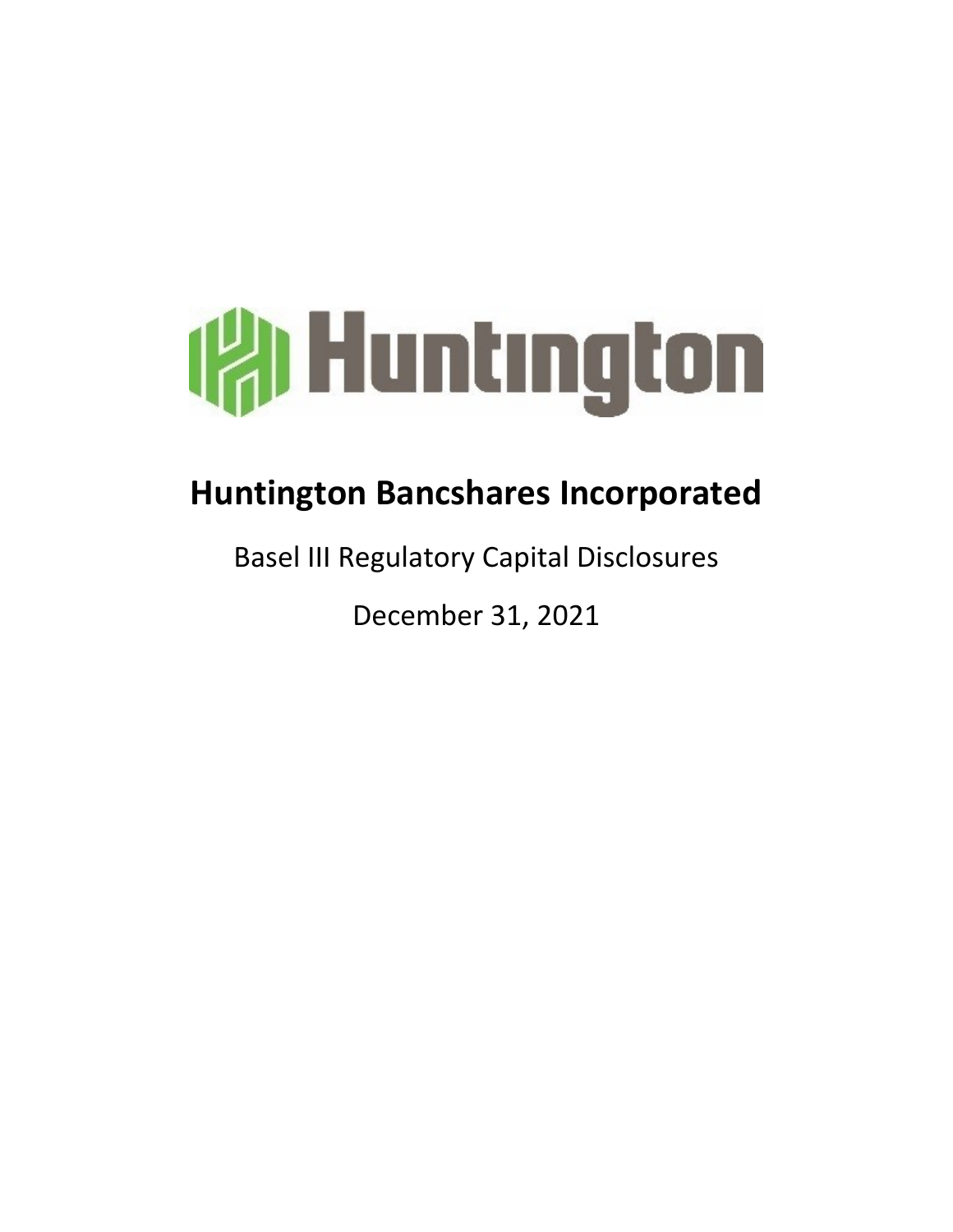Huntington

# Huntington Bancshares Incorporated

Basel III Regulatory Capital Disclosures

December 31, 2021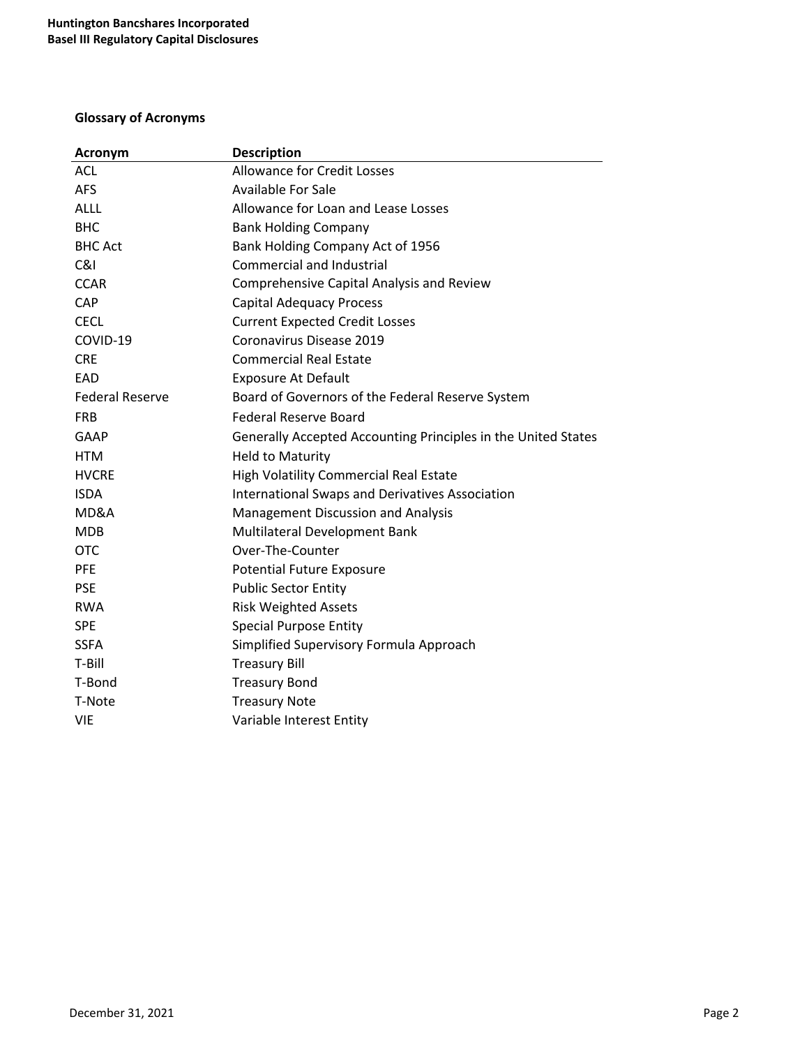## Glossary of Acronyms

| Acronym | Description |
|---|---|
| ACL | Allowance for Credit Losses |
| AFS | Available For Sale |
| ALLL | Allowance for Loan and Lease Losses |
| BHC | Bank Holding Company |
| BHC Act | Bank Holding Company Act of 1956 |
| C&I | Commercial and Industrial |
| CCAR | Comprehensive Capital Analysis and Review |
| CAP | Capital Adequacy Process |
| CECL | Current Expected Credit Losses |
| COVID-19 | Coronavirus Disease 2019 |
| CRE | Commercial Real Estate |
| EAD | Exposure At Default |
| Federal Reserve | Board of Governors of the Federal Reserve System |
| FRB | Federal Reserve Board |
| GAAP | Generally Accepted Accounting Principles in the United States |
| HTM | Held to Maturity |
| HVCRE | High Volatility Commercial Real Estate |
| ISDA | International Swaps and Derivatives Association |
| MD&A | Management Discussion and Analysis |
| MDB | Multilateral Development Bank |
| OTC | Over-The-Counter |
| PFE | Potential Future Exposure |
| PSE | Public Sector Entity |
| RWA | Risk Weighted Assets |
| SPE | Special Purpose Entity |
| SSFA | Simplified Supervisory Formula Approach |
| T-Bill | Treasury Bill |
| T-Bond | Treasury Bond |
| T-Note | Treasury Note |
| VIE | Variable Interest Entity |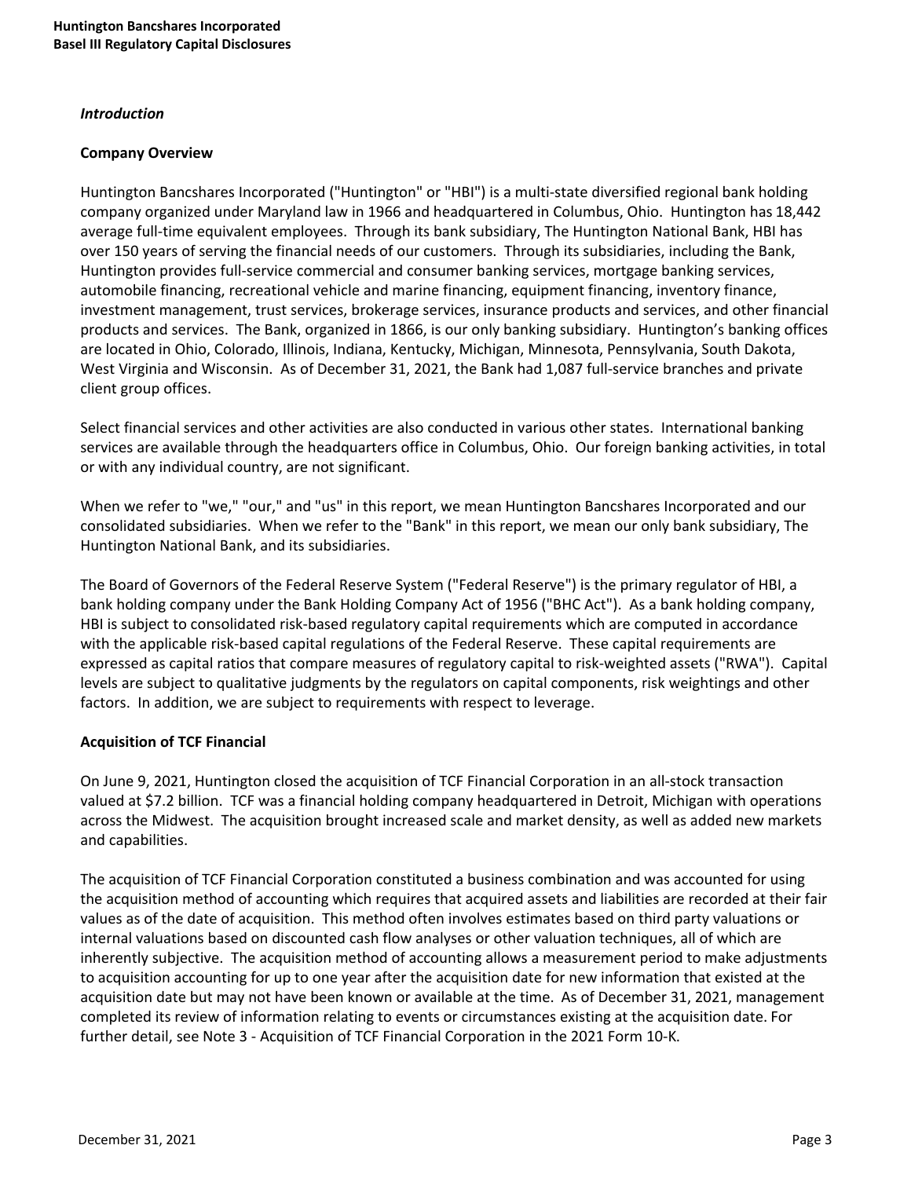*Introduction*

**Company Overview**

Huntington Bancshares Incorporated ("Huntington" or "HBI") is a multi-state diversified regional bank holding company organized under Maryland law in 1966 and headquartered in Columbus, Ohio. Huntington has 18,442 average full-time equivalent employees. Through its bank subsidiary, The Huntington National Bank, HBI has over 150 years of serving the financial needs of our customers. Through its subsidiaries, including the Bank, Huntington provides full-service commercial and consumer banking services, mortgage banking services, automobile financing, recreational vehicle and marine financing, equipment financing, inventory finance, investment management, trust services, brokerage services, insurance products and services, and other financial products and services. The Bank, organized in 1866, is our only banking subsidiary. Huntington's banking offices are located in Ohio, Colorado, Illinois, Indiana, Kentucky, Michigan, Minnesota, Pennsylvania, South Dakota, West Virginia and Wisconsin. As of December 31, 2021, the Bank had 1,087 full-service branches and private client group offices.

Select financial services and other activities are also conducted in various other states. International banking services are available through the headquarters office in Columbus, Ohio. Our foreign banking activities, in total or with any individual country, are not significant.

When we refer to "we," "our," and "us" in this report, we mean Huntington Bancshares Incorporated and our consolidated subsidiaries. When we refer to the "Bank" in this report, we mean our only bank subsidiary, The Huntington National Bank, and its subsidiaries.

The Board of Governors of the Federal Reserve System ("Federal Reserve") is the primary regulator of HBI, a bank holding company under the Bank Holding Company Act of 1956 ("BHC Act"). As a bank holding company, HBI is subject to consolidated risk-based regulatory capital requirements which are computed in accordance with the applicable risk-based capital regulations of the Federal Reserve. These capital requirements are expressed as capital ratios that compare measures of regulatory capital to risk-weighted assets ("RWA"). Capital levels are subject to qualitative judgments by the regulators on capital components, risk weightings and other factors. In addition, we are subject to requirements with respect to leverage.

**Acquisition of TCF Financial**

On June 9, 2021, Huntington closed the acquisition of TCF Financial Corporation in an all-stock transaction valued at $7.2 billion. TCF was a financial holding company headquartered in Detroit, Michigan with operations across the Midwest. The acquisition brought increased scale and market density, as well as added new markets and capabilities.

The acquisition of TCF Financial Corporation constituted a business combination and was accounted for using the acquisition method of accounting which requires that acquired assets and liabilities are recorded at their fair values as of the date of acquisition. This method often involves estimates based on third party valuations or internal valuations based on discounted cash flow analyses or other valuation techniques, all of which are inherently subjective. The acquisition method of accounting allows a measurement period to make adjustments to acquisition accounting for up to one year after the acquisition date for new information that existed at the acquisition date but may not have been known or available at the time. As of December 31, 2021, management completed its review of information relating to events or circumstances existing at the acquisition date. For further detail, see Note 3 - Acquisition of TCF Financial Corporation in the 2021 Form 10-K.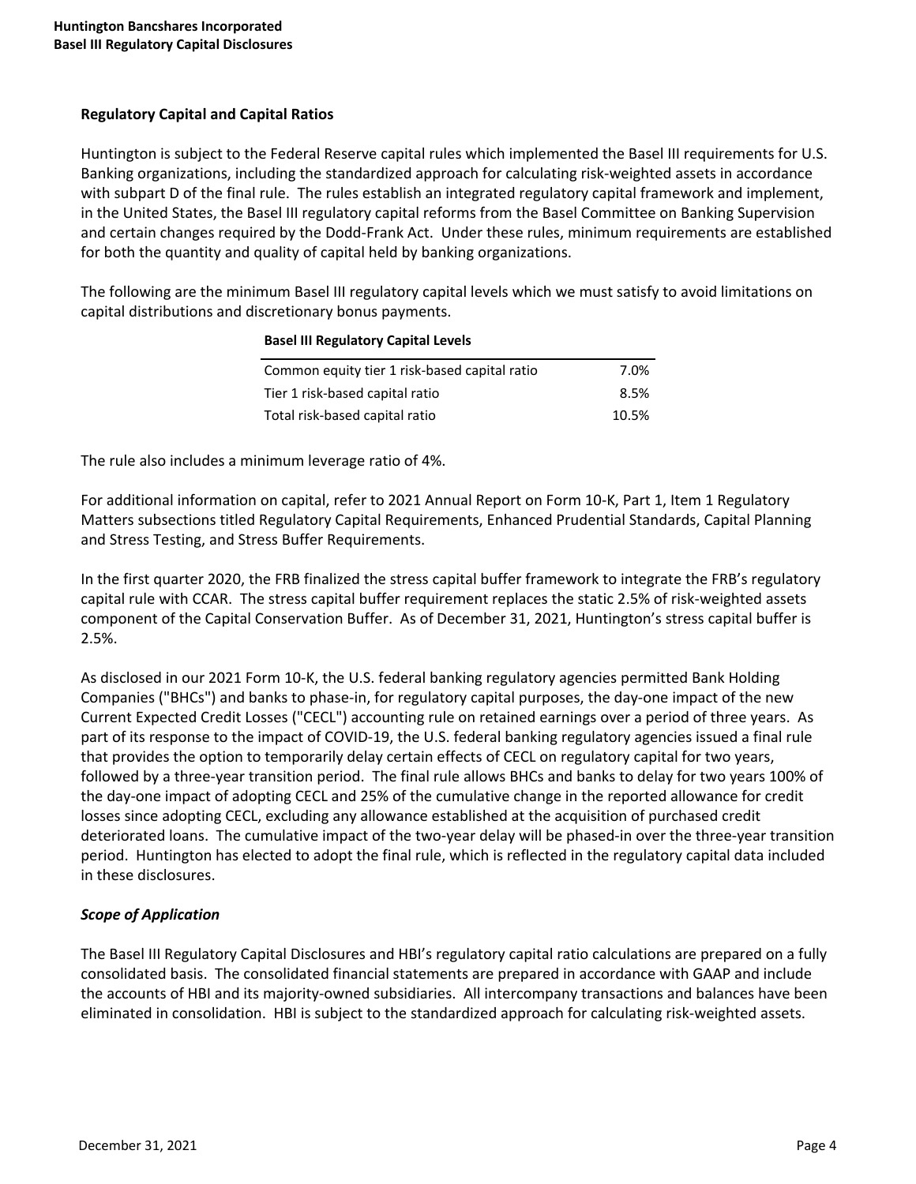## Regulatory Capital and Capital Ratios

Huntington is subject to the Federal Reserve capital rules which implemented the Basel III requirements for U.S. Banking organizations, including the standardized approach for calculating risk-weighted assets in accordance with subpart D of the final rule. The rules establish an integrated regulatory capital framework and implement, in the United States, the Basel III regulatory capital reforms from the Basel Committee on Banking Supervision and certain changes required by the Dodd-Frank Act. Under these rules, minimum requirements are established for both the quantity and quality of capital held by banking organizations.

The following are the minimum Basel III regulatory capital levels which we must satisfy to avoid limitations on capital distributions and discretionary bonus payments.

| Basel III Regulatory Capital Levels | |
|---|---|
| Common equity tier 1 risk-based capital ratio | 7.0% |
| Tier 1 risk-based capital ratio | 8.5% |
| Total risk-based capital ratio | 10.5% |

The rule also includes a minimum leverage ratio of 4%.

For additional information on capital, refer to 2021 Annual Report on Form 10-K, Part 1, Item 1 Regulatory Matters subsections titled Regulatory Capital Requirements, Enhanced Prudential Standards, Capital Planning and Stress Testing, and Stress Buffer Requirements.

In the first quarter 2020, the FRB finalized the stress capital buffer framework to integrate the FRB's regulatory capital rule with CCAR. The stress capital buffer requirement replaces the static 2.5% of risk-weighted assets component of the Capital Conservation Buffer. As of December 31, 2021, Huntington's stress capital buffer is 2.5%.

As disclosed in our 2021 Form 10-K, the U.S. federal banking regulatory agencies permitted Bank Holding Companies ("BHCs") and banks to phase-in, for regulatory capital purposes, the day-one impact of the new Current Expected Credit Losses ("CECL") accounting rule on retained earnings over a period of three years. As part of its response to the impact of COVID-19, the U.S. federal banking regulatory agencies issued a final rule that provides the option to temporarily delay certain effects of CECL on regulatory capital for two years, followed by a three-year transition period. The final rule allows BHCs and banks to delay for two years 100% of the day-one impact of adopting CECL and 25% of the cumulative change in the reported allowance for credit losses since adopting CECL, excluding any allowance established at the acquisition of purchased credit deteriorated loans. The cumulative impact of the two-year delay will be phased-in over the three-year transition period. Huntington has elected to adopt the final rule, which is reflected in the regulatory capital data included in these disclosures.

### *Scope of Application*

The Basel III Regulatory Capital Disclosures and HBI's regulatory capital ratio calculations are prepared on a fully consolidated basis. The consolidated financial statements are prepared in accordance with GAAP and include the accounts of HBI and its majority-owned subsidiaries. All intercompany transactions and balances have been eliminated in consolidation. HBI is subject to the standardized approach for calculating risk-weighted assets.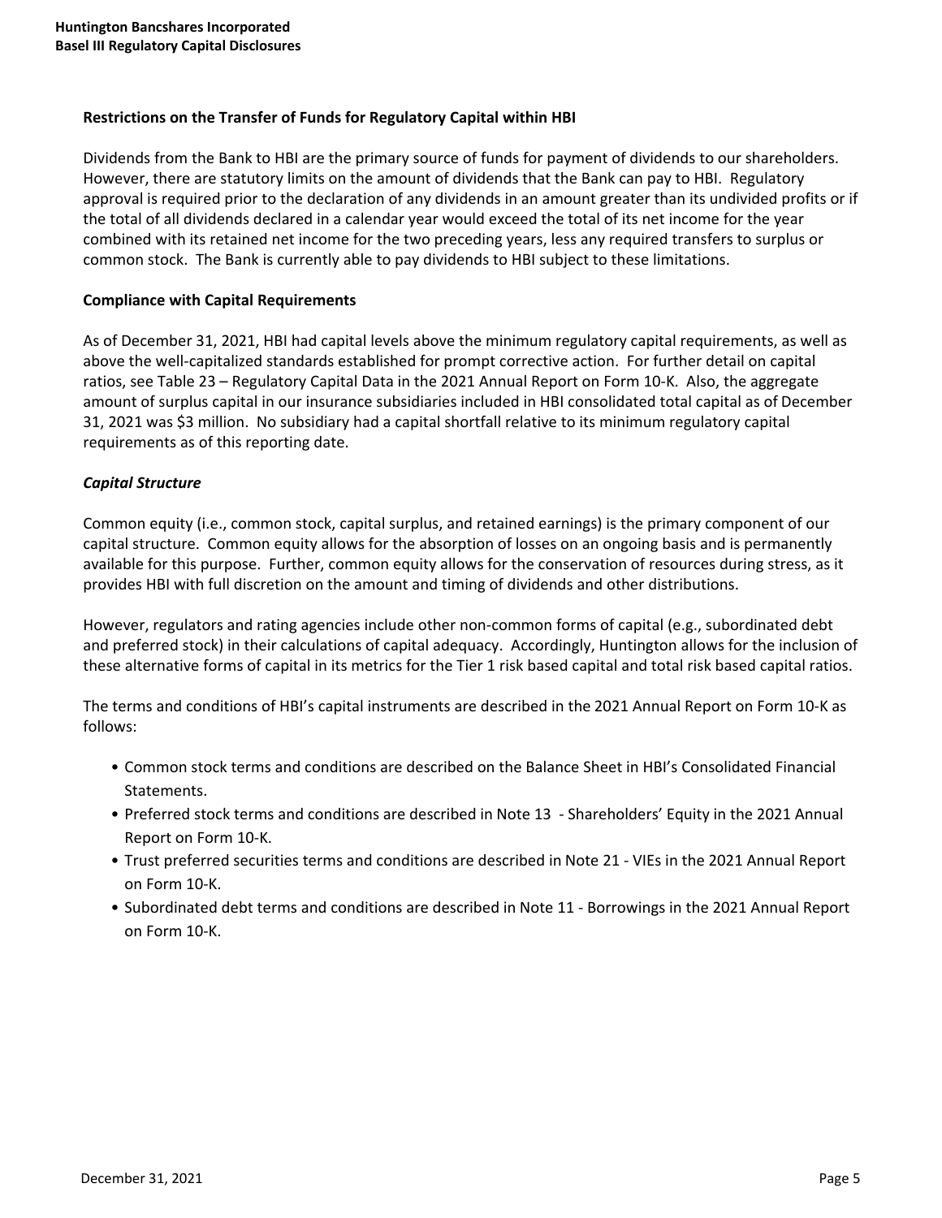### Restrictions on the Transfer of Funds for Regulatory Capital within HBI

Dividends from the Bank to HBI are the primary source of funds for payment of dividends to our shareholders. However, there are statutory limits on the amount of dividends that the Bank can pay to HBI. Regulatory approval is required prior to the declaration of any dividends in an amount greater than its undivided profits or if the total of all dividends declared in a calendar year would exceed the total of its net income for the year combined with its retained net income for the two preceding years, less any required transfers to surplus or common stock. The Bank is currently able to pay dividends to HBI subject to these limitations.

### Compliance with Capital Requirements

As of December 31, 2021, HBI had capital levels above the minimum regulatory capital requirements, as well as above the well-capitalized standards established for prompt corrective action. For further detail on capital ratios, see Table 23 – Regulatory Capital Data in the 2021 Annual Report on Form 10-K. Also, the aggregate amount of surplus capital in our insurance subsidiaries included in HBI consolidated total capital as of December 31, 2021 was $3 million. No subsidiary had a capital shortfall relative to its minimum regulatory capital requirements as of this reporting date.

### *Capital Structure*

Common equity (i.e., common stock, capital surplus, and retained earnings) is the primary component of our capital structure. Common equity allows for the absorption of losses on an ongoing basis and is permanently available for this purpose. Further, common equity allows for the conservation of resources during stress, as it provides HBI with full discretion on the amount and timing of dividends and other distributions.

However, regulators and rating agencies include other non-common forms of capital (e.g., subordinated debt and preferred stock) in their calculations of capital adequacy. Accordingly, Huntington allows for the inclusion of these alternative forms of capital in its metrics for the Tier 1 risk based capital and total risk based capital ratios.

The terms and conditions of HBI's capital instruments are described in the 2021 Annual Report on Form 10-K as follows:

- Common stock terms and conditions are described on the Balance Sheet in HBI's Consolidated Financial Statements.
- Preferred stock terms and conditions are described in Note 13 - Shareholders' Equity in the 2021 Annual Report on Form 10-K.
- Trust preferred securities terms and conditions are described in Note 21 - VIEs in the 2021 Annual Report on Form 10-K.
- Subordinated debt terms and conditions are described in Note 11 - Borrowings in the 2021 Annual Report on Form 10-K.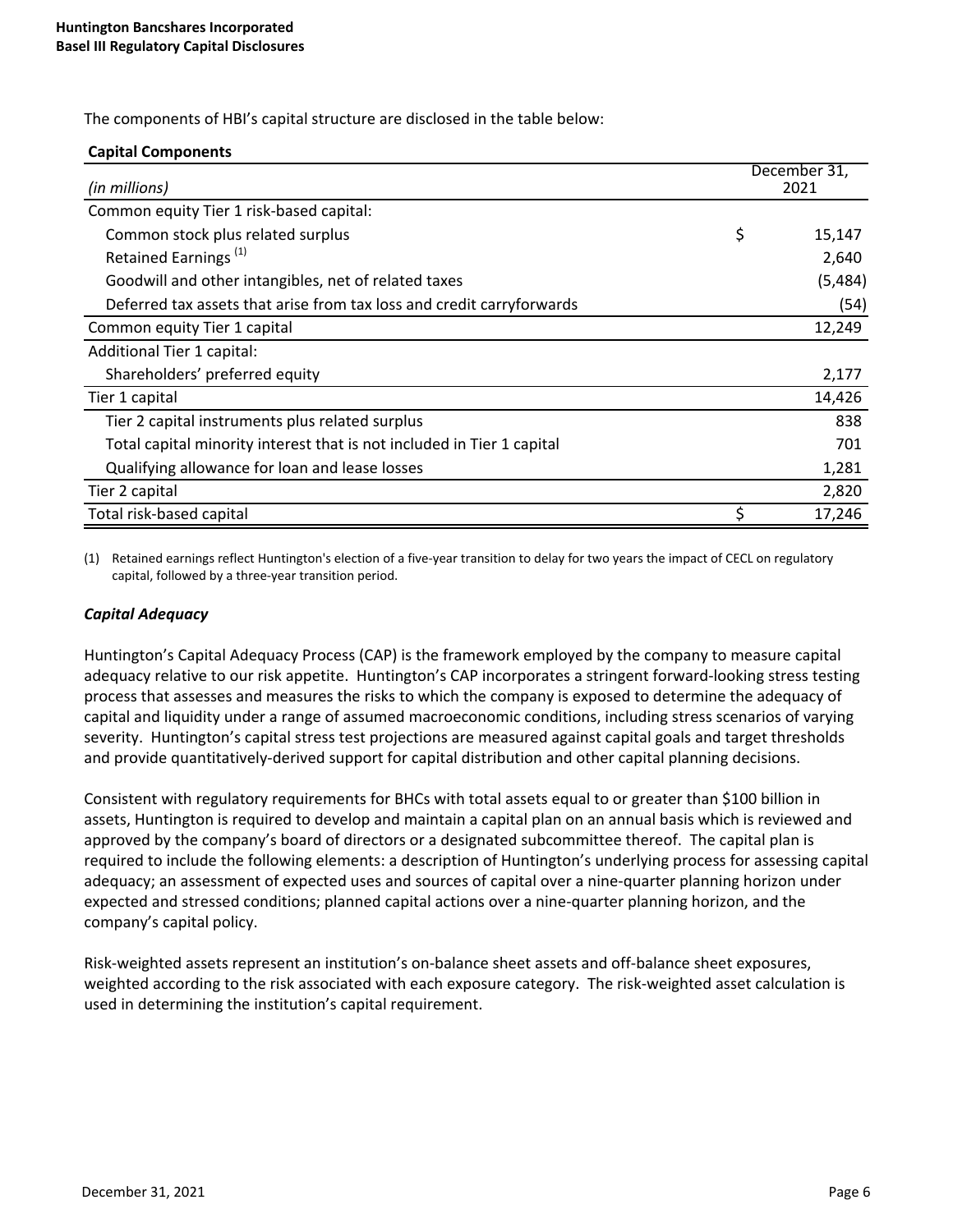The components of HBI's capital structure are disclosed in the table below:

**Capital Components**

| *(in millions)* | | December 31, 2021 |
|---|---|---|
| Common equity Tier 1 risk-based capital: | | |
| Common stock plus related surplus | $ | 15,147 |
| Retained Earnings [(1)] | | 2,640 |
| Goodwill and other intangibles, net of related taxes | | (5,484) |
| Deferred tax assets that arise from tax loss and credit carryforwards | | (54) |
| Common equity Tier 1 capital | | 12,249 |
| Additional Tier 1 capital: | | |
| Shareholders' preferred equity | | 2,177 |
| Tier 1 capital | | 14,426 |
| Tier 2 capital instruments plus related surplus | | 838 |
| Total capital minority interest that is not included in Tier 1 capital | | 701 |
| Qualifying allowance for loan and lease losses | | 1,281 |
| Tier 2 capital | | 2,820 |
| Total risk-based capital | $ | 17,246 |

(1) Retained earnings reflect Huntington's election of a five-year transition to delay for two years the impact of CECL on regulatory capital, followed by a three-year transition period.

### *Capital Adequacy*

Huntington's Capital Adequacy Process (CAP) is the framework employed by the company to measure capital adequacy relative to our risk appetite. Huntington's CAP incorporates a stringent forward-looking stress testing process that assesses and measures the risks to which the company is exposed to determine the adequacy of capital and liquidity under a range of assumed macroeconomic conditions, including stress scenarios of varying severity. Huntington's capital stress test projections are measured against capital goals and target thresholds and provide quantitatively-derived support for capital distribution and other capital planning decisions.

Consistent with regulatory requirements for BHCs with total assets equal to or greater than $100 billion in assets, Huntington is required to develop and maintain a capital plan on an annual basis which is reviewed and approved by the company's board of directors or a designated subcommittee thereof. The capital plan is required to include the following elements: a description of Huntington's underlying process for assessing capital adequacy; an assessment of expected uses and sources of capital over a nine-quarter planning horizon under expected and stressed conditions; planned capital actions over a nine-quarter planning horizon, and the company's capital policy.

Risk-weighted assets represent an institution's on-balance sheet assets and off-balance sheet exposures, weighted according to the risk associated with each exposure category. The risk-weighted asset calculation is used in determining the institution's capital requirement.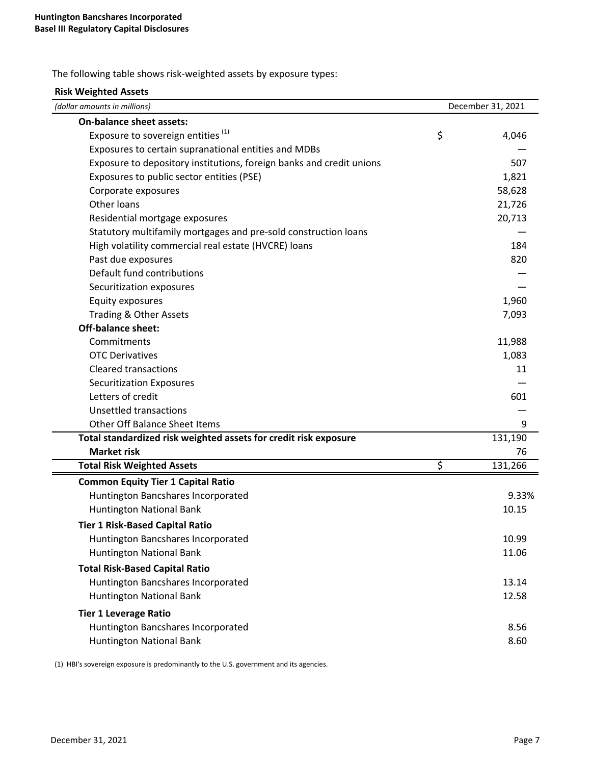The following table shows risk-weighted assets by exposure types:

**Risk Weighted Assets**

| *(dollar amounts in millions)* | December 31, 2021 |
|---|---|
| **On-balance sheet assets:** | |
| Exposure to sovereign entities [(1)] | $ 4,046 |
| Exposures to certain supranational entities and MDBs | — |
| Exposure to depository institutions, foreign banks and credit unions | 507 |
| Exposures to public sector entities (PSE) | 1,821 |
| Corporate exposures | 58,628 |
| Other loans | 21,726 |
| Residential mortgage exposures | 20,713 |
| Statutory multifamily mortgages and pre-sold construction loans | — |
| High volatility commercial real estate (HVCRE) loans | 184 |
| Past due exposures | 820 |
| Default fund contributions | — |
| Securitization exposures | — |
| Equity exposures | 1,960 |
| Trading & Other Assets | 7,093 |
| **Off-balance sheet:** | |
| Commitments | 11,988 |
| OTC Derivatives | 1,083 |
| Cleared transactions | 11 |
| Securitization Exposures | — |
| Letters of credit | 601 |
| Unsettled transactions | — |
| Other Off Balance Sheet Items | 9 |
| **Total standardized risk weighted assets for credit risk exposure** | 131,190 |
| **Market risk** | 76 |
| **Total Risk Weighted Assets** | $ 131,266 |
| **Common Equity Tier 1 Capital Ratio** | |
| Huntington Bancshares Incorporated | 9.33% |
| Huntington National Bank | 10.15 |
| **Tier 1 Risk-Based Capital Ratio** | |
| Huntington Bancshares Incorporated | 10.99 |
| Huntington National Bank | 11.06 |
| **Total Risk-Based Capital Ratio** | |
| Huntington Bancshares Incorporated | 13.14 |
| Huntington National Bank | 12.58 |
| **Tier 1 Leverage Ratio** | |
| Huntington Bancshares Incorporated | 8.56 |
| Huntington National Bank | 8.60 |

(1) HBI's sovereign exposure is predominantly to the U.S. government and its agencies.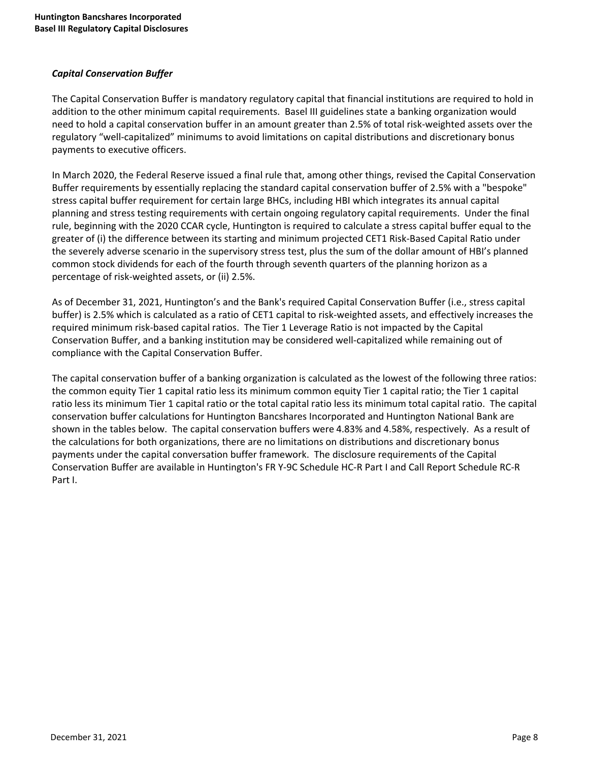### *Capital Conservation Buffer*

The Capital Conservation Buffer is mandatory regulatory capital that financial institutions are required to hold in addition to the other minimum capital requirements. Basel III guidelines state a banking organization would need to hold a capital conservation buffer in an amount greater than 2.5% of total risk-weighted assets over the regulatory "well-capitalized" minimums to avoid limitations on capital distributions and discretionary bonus payments to executive officers.

In March 2020, the Federal Reserve issued a final rule that, among other things, revised the Capital Conservation Buffer requirements by essentially replacing the standard capital conservation buffer of 2.5% with a "bespoke" stress capital buffer requirement for certain large BHCs, including HBI which integrates its annual capital planning and stress testing requirements with certain ongoing regulatory capital requirements. Under the final rule, beginning with the 2020 CCAR cycle, Huntington is required to calculate a stress capital buffer equal to the greater of (i) the difference between its starting and minimum projected CET1 Risk-Based Capital Ratio under the severely adverse scenario in the supervisory stress test, plus the sum of the dollar amount of HBI's planned common stock dividends for each of the fourth through seventh quarters of the planning horizon as a percentage of risk-weighted assets, or (ii) 2.5%.

As of December 31, 2021, Huntington's and the Bank's required Capital Conservation Buffer (i.e., stress capital buffer) is 2.5% which is calculated as a ratio of CET1 capital to risk-weighted assets, and effectively increases the required minimum risk-based capital ratios. The Tier 1 Leverage Ratio is not impacted by the Capital Conservation Buffer, and a banking institution may be considered well-capitalized while remaining out of compliance with the Capital Conservation Buffer.

The capital conservation buffer of a banking organization is calculated as the lowest of the following three ratios: the common equity Tier 1 capital ratio less its minimum common equity Tier 1 capital ratio; the Tier 1 capital ratio less its minimum Tier 1 capital ratio or the total capital ratio less its minimum total capital ratio. The capital conservation buffer calculations for Huntington Bancshares Incorporated and Huntington National Bank are shown in the tables below. The capital conservation buffers were 4.83% and 4.58%, respectively. As a result of the calculations for both organizations, there are no limitations on distributions and discretionary bonus payments under the capital conversation buffer framework. The disclosure requirements of the Capital Conservation Buffer are available in Huntington's FR Y-9C Schedule HC-R Part I and Call Report Schedule RC-R Part I.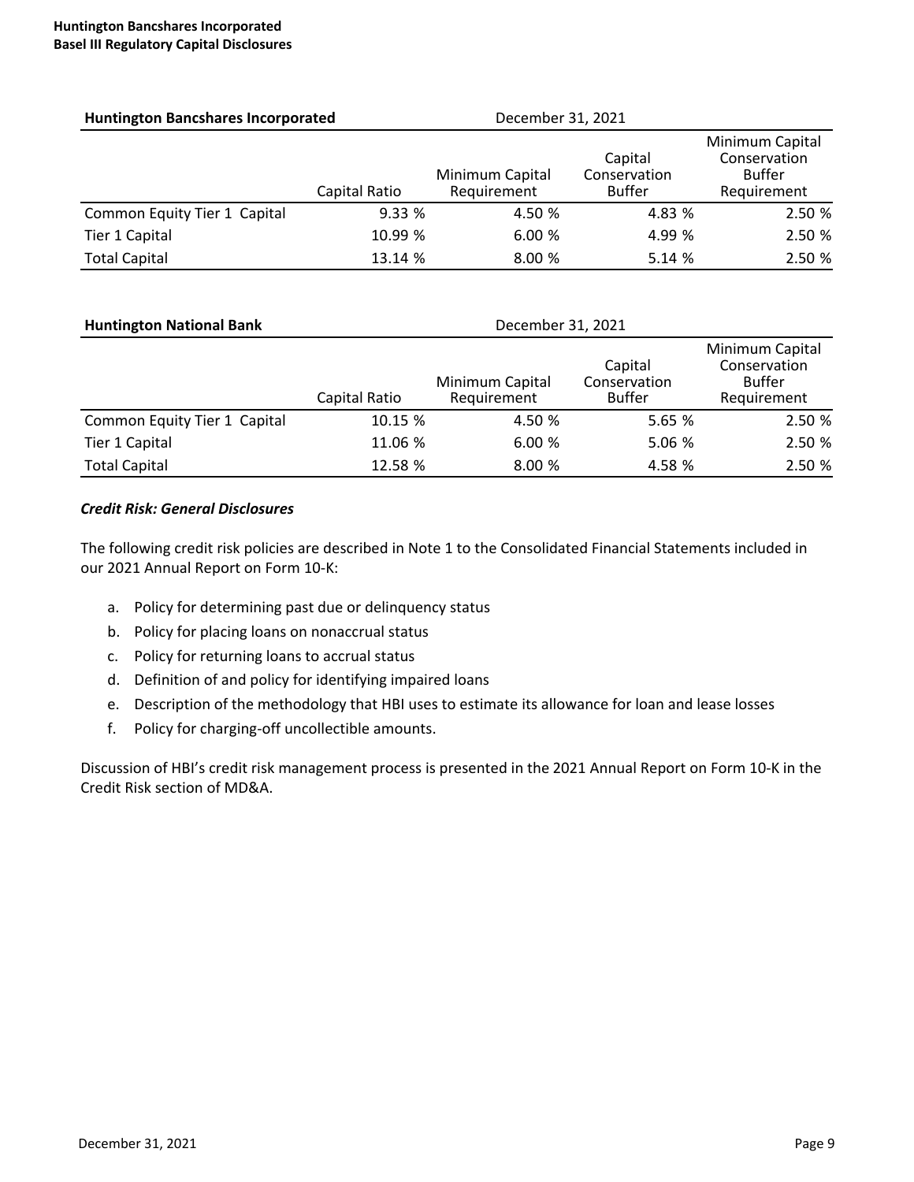| Huntington Bancshares Incorporated | December 31, 2021 | | | |
|---|---|---|---|---|
| | Capital Ratio | Minimum Capital Requirement | Capital Conservation Buffer | Minimum Capital Conservation Buffer Requirement |
| Common Equity Tier 1 Capital | 9.33 % | 4.50 % | 4.83 % | 2.50 % |
| Tier 1 Capital | 10.99 % | 6.00 % | 4.99 % | 2.50 % |
| Total Capital | 13.14 % | 8.00 % | 5.14 % | 2.50 % |

| Huntington National Bank | December 31, 2021 | | | |
|---|---|---|---|---|
| | Capital Ratio | Minimum Capital Requirement | Capital Conservation Buffer | Minimum Capital Conservation Buffer Requirement |
| Common Equity Tier 1 Capital | 10.15 % | 4.50 % | 5.65 % | 2.50 % |
| Tier 1 Capital | 11.06 % | 6.00 % | 5.06 % | 2.50 % |
| Total Capital | 12.58 % | 8.00 % | 4.58 % | 2.50 % |

***Credit Risk: General Disclosures***

The following credit risk policies are described in Note 1 to the Consolidated Financial Statements included in our 2021 Annual Report on Form 10-K:

a. Policy for determining past due or delinquency status
b. Policy for placing loans on nonaccrual status
c. Policy for returning loans to accrual status
d. Definition of and policy for identifying impaired loans
e. Description of the methodology that HBI uses to estimate its allowance for loan and lease losses
f. Policy for charging-off uncollectible amounts.

Discussion of HBI's credit risk management process is presented in the 2021 Annual Report on Form 10-K in the Credit Risk section of MD&A.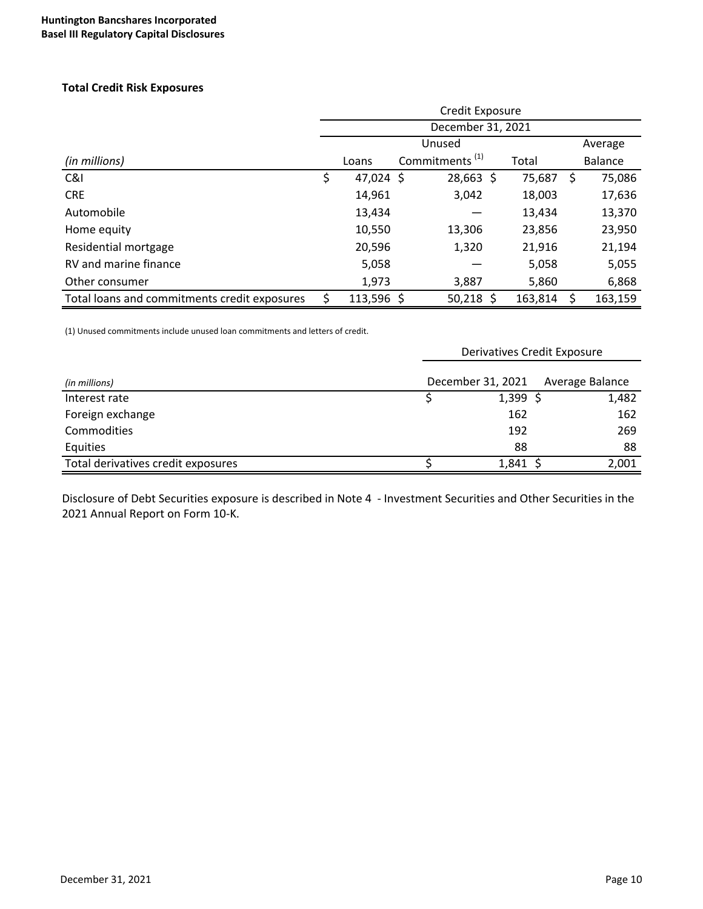### Total Credit Risk Exposures

| | Credit Exposure | | | |
|---|---|---|---|---|
| | December 31, 2021 | | | |
| *(in millions)* | Loans | Unused Commitments [1] | Total | Average Balance |
| C&I | $ 47,024 | $ 28,663 | $ 75,687 | $ 75,086 |
| CRE | 14,961 | 3,042 | 18,003 | 17,636 |
| Automobile | 13,434 | — | 13,434 | 13,370 |
| Home equity | 10,550 | 13,306 | 23,856 | 23,950 |
| Residential mortgage | 20,596 | 1,320 | 21,916 | 21,194 |
| RV and marine finance | 5,058 | — | 5,058 | 5,055 |
| Other consumer | 1,973 | 3,887 | 5,860 | 6,868 |
| Total loans and commitments credit exposures | $ 113,596 | $ 50,218 | $ 163,814 | $ 163,159 |

(1) Unused commitments include unused loan commitments and letters of credit.

| | Derivatives Credit Exposure | |
|---|---|---|
| *(in millions)* | December 31, 2021 | Average Balance |
| Interest rate | $ 1,399 | $ 1,482 |
| Foreign exchange | 162 | 162 |
| Commodities | 192 | 269 |
| Equities | 88 | 88 |
| Total derivatives credit exposures | $ 1,841 | $ 2,001 |

Disclosure of Debt Securities exposure is described in Note 4 - Investment Securities and Other Securities in the 2021 Annual Report on Form 10-K.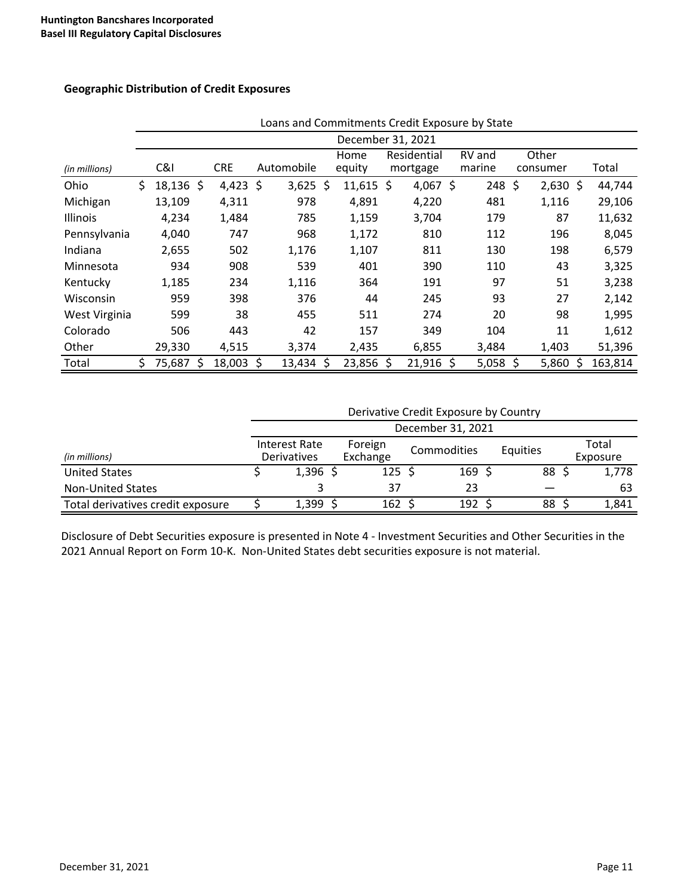## Geographic Distribution of Credit Exposures

| | Loans and Commitments Credit Exposure by State | | | | | | | |
|---|---|---|---|---|---|---|---|---|
| | December 31, 2021 | | | | | | | |
| *(in millions)* | C&I | CRE | Automobile | Home equity | Residential mortgage | RV and marine | Other consumer | Total |
| Ohio | $ 18,136 | $ 4,423 | $ 3,625 | $ 11,615 | $ 4,067 | $ 248 | $ 2,630 | $ 44,744 |
| Michigan | 13,109 | 4,311 | 978 | 4,891 | 4,220 | 481 | 1,116 | 29,106 |
| Illinois | 4,234 | 1,484 | 785 | 1,159 | 3,704 | 179 | 87 | 11,632 |
| Pennsylvania | 4,040 | 747 | 968 | 1,172 | 810 | 112 | 196 | 8,045 |
| Indiana | 2,655 | 502 | 1,176 | 1,107 | 811 | 130 | 198 | 6,579 |
| Minnesota | 934 | 908 | 539 | 401 | 390 | 110 | 43 | 3,325 |
| Kentucky | 1,185 | 234 | 1,116 | 364 | 191 | 97 | 51 | 3,238 |
| Wisconsin | 959 | 398 | 376 | 44 | 245 | 93 | 27 | 2,142 |
| West Virginia | 599 | 38 | 455 | 511 | 274 | 20 | 98 | 1,995 |
| Colorado | 506 | 443 | 42 | 157 | 349 | 104 | 11 | 1,612 |
| Other | 29,330 | 4,515 | 3,374 | 2,435 | 6,855 | 3,484 | 1,403 | 51,396 |
| Total | $ 75,687 | $ 18,003 | $ 13,434 | $ 23,856 | $ 21,916 | $ 5,058 | $ 5,860 | $ 163,814 |

| | Derivative Credit Exposure by Country | | | | |
|---|---|---|---|---|---|
| | December 31, 2021 | | | | |
| *(in millions)* | Interest Rate Derivatives | Foreign Exchange | Commodities | Equities | Total Exposure |
| United States | $ 1,396 | $ 125 | $ 169 | $ 88 | $ 1,778 |
| Non-United States | 3 | 37 | 23 | — | 63 |
| Total derivatives credit exposure | $ 1,399 | $ 162 | $ 192 | $ 88 | $ 1,841 |

Disclosure of Debt Securities exposure is presented in Note 4 - Investment Securities and Other Securities in the 2021 Annual Report on Form 10-K. Non-United States debt securities exposure is not material.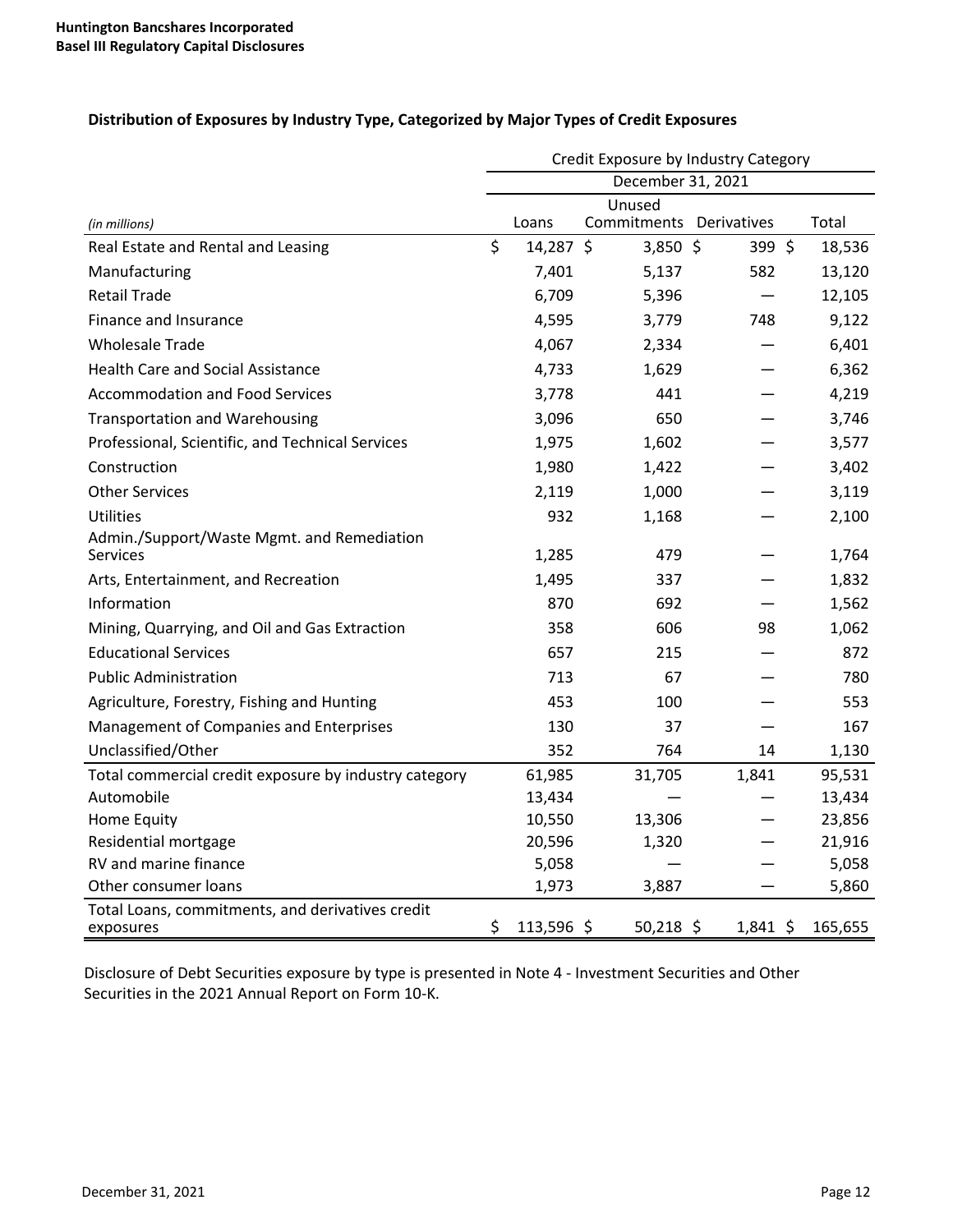## Distribution of Exposures by Industry Type, Categorized by Major Types of Credit Exposures

| | Credit Exposure by Industry Category | | | |
|---|---|---|---|---|
| | December 31, 2021 | | | |
| *(in millions)* | Loans | Unused Commitments | Derivatives | Total |
| Real Estate and Rental and Leasing | $ 14,287 | $ 3,850 | $ 399 | $ 18,536 |
| Manufacturing | 7,401 | 5,137 | 582 | 13,120 |
| Retail Trade | 6,709 | 5,396 | — | 12,105 |
| Finance and Insurance | 4,595 | 3,779 | 748 | 9,122 |
| Wholesale Trade | 4,067 | 2,334 | — | 6,401 |
| Health Care and Social Assistance | 4,733 | 1,629 | — | 6,362 |
| Accommodation and Food Services | 3,778 | 441 | — | 4,219 |
| Transportation and Warehousing | 3,096 | 650 | — | 3,746 |
| Professional, Scientific, and Technical Services | 1,975 | 1,602 | — | 3,577 |
| Construction | 1,980 | 1,422 | — | 3,402 |
| Other Services | 2,119 | 1,000 | — | 3,119 |
| Utilities | 932 | 1,168 | — | 2,100 |
| Admin./Support/Waste Mgmt. and Remediation Services | 1,285 | 479 | — | 1,764 |
| Arts, Entertainment, and Recreation | 1,495 | 337 | — | 1,832 |
| Information | 870 | 692 | — | 1,562 |
| Mining, Quarrying, and Oil and Gas Extraction | 358 | 606 | 98 | 1,062 |
| Educational Services | 657 | 215 | — | 872 |
| Public Administration | 713 | 67 | — | 780 |
| Agriculture, Forestry, Fishing and Hunting | 453 | 100 | — | 553 |
| Management of Companies and Enterprises | 130 | 37 | — | 167 |
| Unclassified/Other | 352 | 764 | 14 | 1,130 |
| Total commercial credit exposure by industry category | 61,985 | 31,705 | 1,841 | 95,531 |
| Automobile | 13,434 | — | — | 13,434 |
| Home Equity | 10,550 | 13,306 | — | 23,856 |
| Residential mortgage | 20,596 | 1,320 | — | 21,916 |
| RV and marine finance | 5,058 | — | — | 5,058 |
| Other consumer loans | 1,973 | 3,887 | — | 5,860 |
| Total Loans, commitments, and derivatives credit exposures | $ 113,596 | $ 50,218 | $ 1,841 | $ 165,655 |

Disclosure of Debt Securities exposure by type is presented in Note 4 - Investment Securities and Other Securities in the 2021 Annual Report on Form 10-K.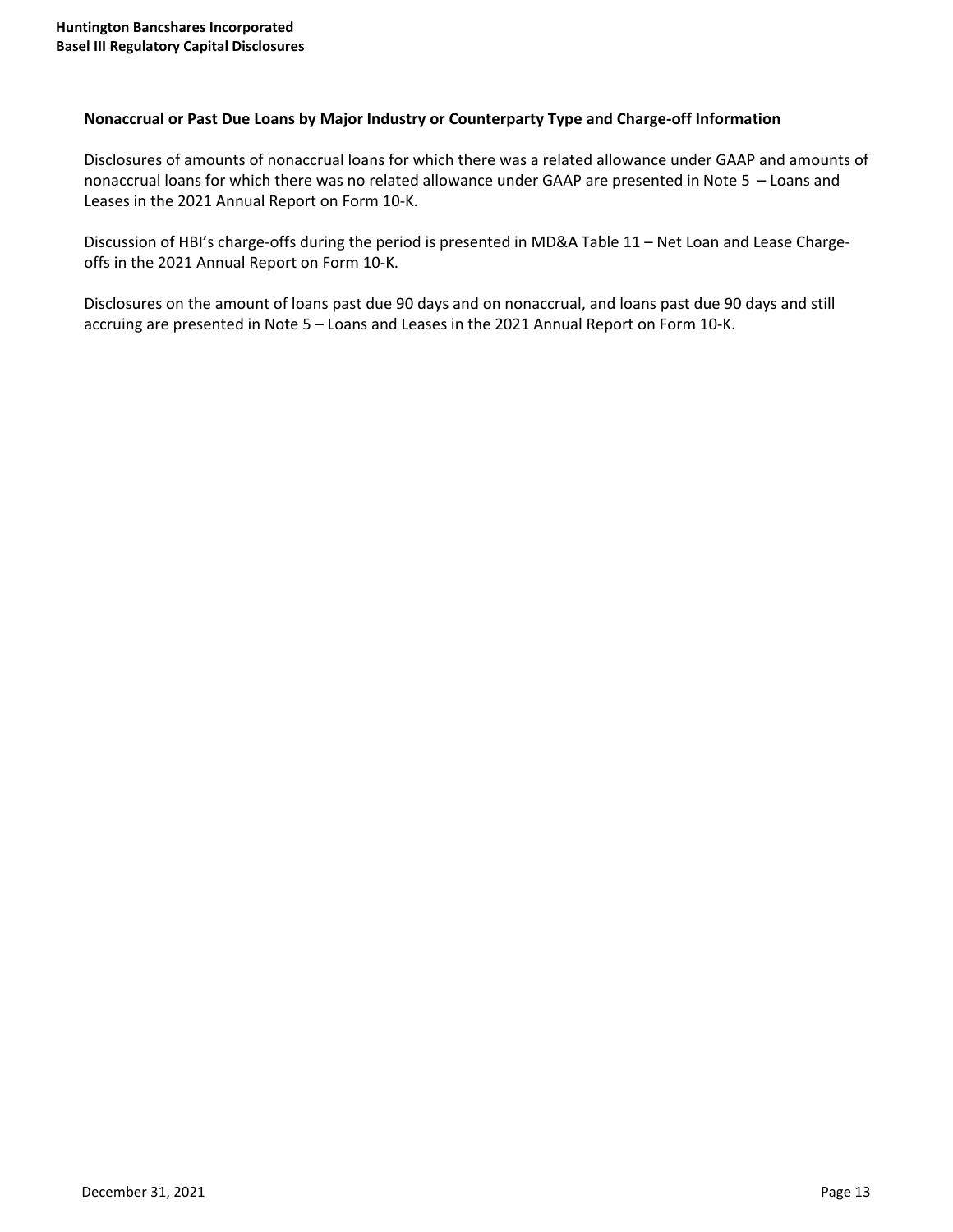### Nonaccrual or Past Due Loans by Major Industry or Counterparty Type and Charge-off Information

Disclosures of amounts of nonaccrual loans for which there was a related allowance under GAAP and amounts of nonaccrual loans for which there was no related allowance under GAAP are presented in Note 5 – Loans and Leases in the 2021 Annual Report on Form 10-K.

Discussion of HBI's charge-offs during the period is presented in MD&A Table 11 – Net Loan and Lease Charge-offs in the 2021 Annual Report on Form 10-K.

Disclosures on the amount of loans past due 90 days and on nonaccrual, and loans past due 90 days and still accruing are presented in Note 5 – Loans and Leases in the 2021 Annual Report on Form 10-K.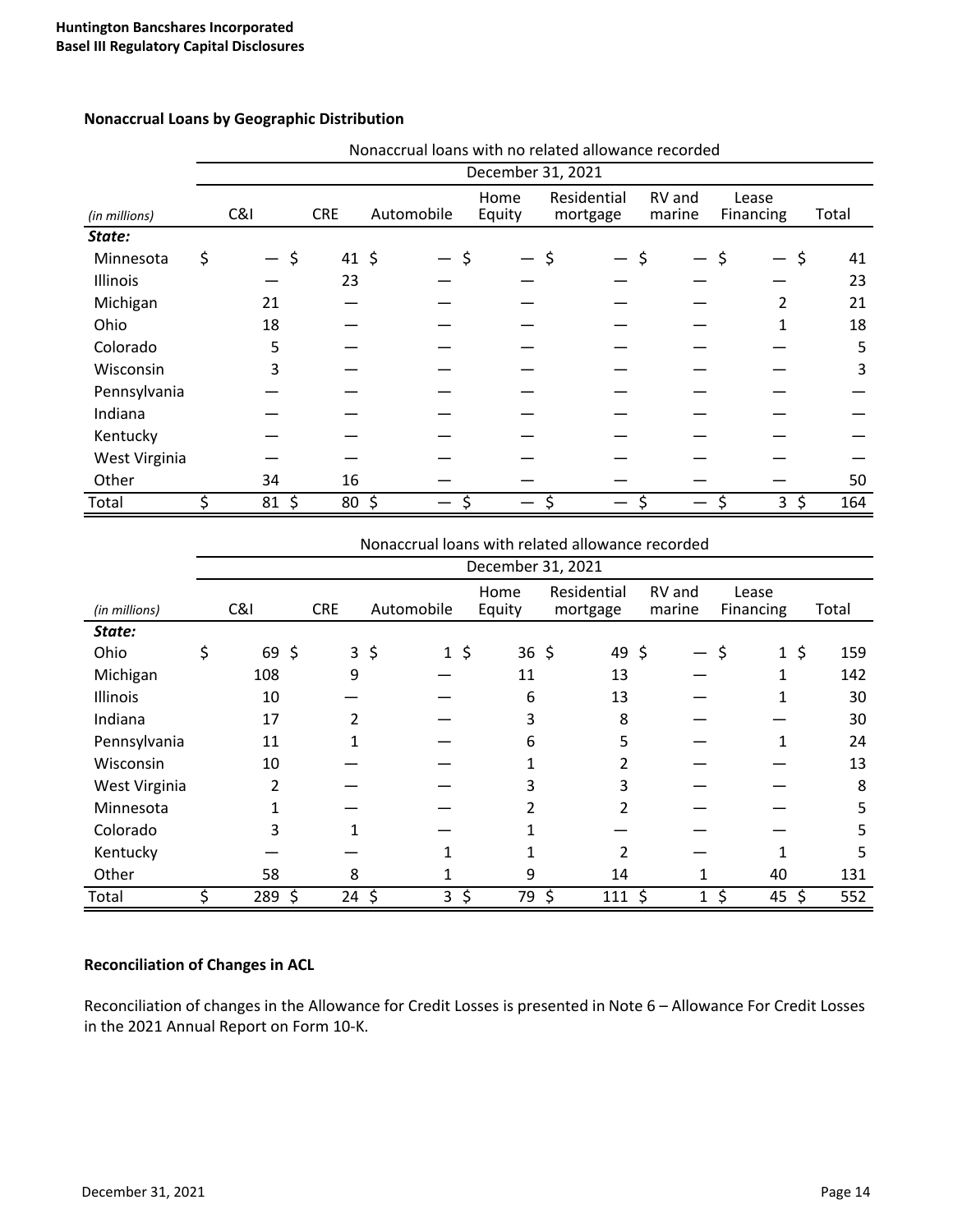### Nonaccrual Loans by Geographic Distribution

| | Nonaccrual loans with no related allowance recorded | | | | | | | |
|---|---|---|---|---|---|---|---|---|
| | December 31, 2021 | | | | | | | |
| *(in millions)* | C&I | CRE | Automobile | Home Equity | Residential mortgage | RV and marine | Lease Financing | Total |
| ***State:*** | | | | | | | | |
| Minnesota | $ — | $ 41 | $ — | $ — | $ — | $ — | $ — | $ 41 |
| Illinois | — | 23 | — | — | — | — | — | 23 |
| Michigan | 21 | — | — | — | — | — | 2 | 21 |
| Ohio | 18 | — | — | — | — | — | 1 | 18 |
| Colorado | 5 | — | — | — | — | — | — | 5 |
| Wisconsin | 3 | — | — | — | — | — | — | 3 |
| Pennsylvania | — | — | — | — | — | — | — | — |
| Indiana | — | — | — | — | — | — | — | — |
| Kentucky | — | — | — | — | — | — | — | — |
| West Virginia | — | — | — | — | — | — | — | — |
| Other | 34 | 16 | — | — | — | — | — | 50 |
| Total | $ 81 | $ 80 | $ — | $ — | $ — | $ — | $ 3 | $ 164 |

| | Nonaccrual loans with related allowance recorded | | | | | | | |
|---|---|---|---|---|---|---|---|---|
| | December 31, 2021 | | | | | | | |
| *(in millions)* | C&I | CRE | Automobile | Home Equity | Residential mortgage | RV and marine | Lease Financing | Total |
| ***State:*** | | | | | | | | |
| Ohio | $ 69 | $ 3 | $ 1 | $ 36 | $ 49 | $ — | $ 1 | $ 159 |
| Michigan | 108 | 9 | — | 11 | 13 | — | 1 | 142 |
| Illinois | 10 | — | — | 6 | 13 | — | 1 | 30 |
| Indiana | 17 | 2 | — | 3 | 8 | — | — | 30 |
| Pennsylvania | 11 | 1 | — | 6 | 5 | — | 1 | 24 |
| Wisconsin | 10 | — | — | 1 | 2 | — | — | 13 |
| West Virginia | 2 | — | — | 3 | 3 | — | — | 8 |
| Minnesota | 1 | — | — | 2 | 2 | — | — | 5 |
| Colorado | 3 | 1 | — | 1 | — | — | — | 5 |
| Kentucky | — | — | 1 | 1 | 2 | — | 1 | 5 |
| Other | 58 | 8 | 1 | 9 | 14 | 1 | 40 | 131 |
| Total | $ 289 | $ 24 | $ 3 | $ 79 | $ 111 | $ 1 | $ 45 | $ 552 |

### Reconciliation of Changes in ACL

Reconciliation of changes in the Allowance for Credit Losses is presented in Note 6 – Allowance For Credit Losses in the 2021 Annual Report on Form 10-K.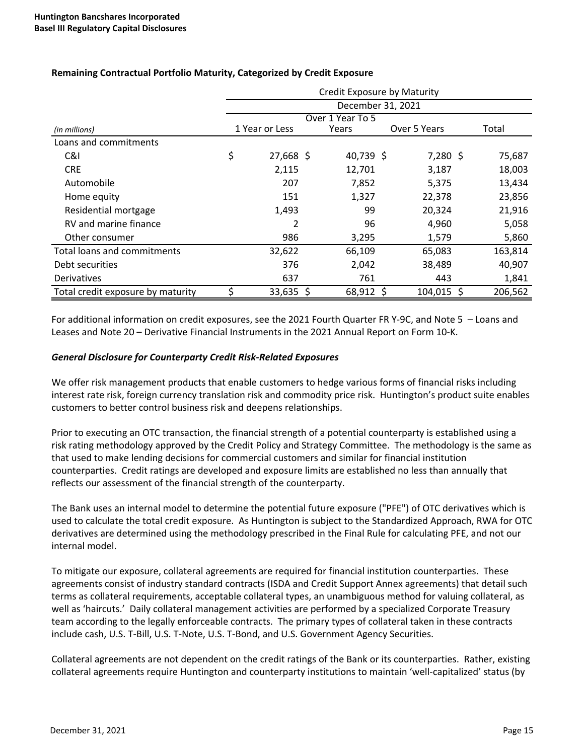**Remaining Contractual Portfolio Maturity, Categorized by Credit Exposure**

| | Credit Exposure by Maturity | | | |
|---|---|---|---|---|
| | December 31, 2021 | | | |
| *(in millions)* | 1 Year or Less | Over 1 Year To 5 Years | Over 5 Years | Total |
| Loans and commitments | | | | |
| C&I | $ 27,668 | $ 40,739 | $ 7,280 | $ 75,687 |
| CRE | 2,115 | 12,701 | 3,187 | 18,003 |
| Automobile | 207 | 7,852 | 5,375 | 13,434 |
| Home equity | 151 | 1,327 | 22,378 | 23,856 |
| Residential mortgage | 1,493 | 99 | 20,324 | 21,916 |
| RV and marine finance | 2 | 96 | 4,960 | 5,058 |
| Other consumer | 986 | 3,295 | 1,579 | 5,860 |
| Total loans and commitments | 32,622 | 66,109 | 65,083 | 163,814 |
| Debt securities | 376 | 2,042 | 38,489 | 40,907 |
| Derivatives | 637 | 761 | 443 | 1,841 |
| Total credit exposure by maturity | $ 33,635 | $ 68,912 | $ 104,015 | $ 206,562 |

For additional information on credit exposures, see the 2021 Fourth Quarter FR Y-9C, and Note 5 – Loans and Leases and Note 20 – Derivative Financial Instruments in the 2021 Annual Report on Form 10-K.

***General Disclosure for Counterparty Credit Risk-Related Exposures***

We offer risk management products that enable customers to hedge various forms of financial risks including interest rate risk, foreign currency translation risk and commodity price risk. Huntington's product suite enables customers to better control business risk and deepens relationships.

Prior to executing an OTC transaction, the financial strength of a potential counterparty is established using a risk rating methodology approved by the Credit Policy and Strategy Committee. The methodology is the same as that used to make lending decisions for commercial customers and similar for financial institution counterparties. Credit ratings are developed and exposure limits are established no less than annually that reflects our assessment of the financial strength of the counterparty.

The Bank uses an internal model to determine the potential future exposure ("PFE") of OTC derivatives which is used to calculate the total credit exposure. As Huntington is subject to the Standardized Approach, RWA for OTC derivatives are determined using the methodology prescribed in the Final Rule for calculating PFE, and not our internal model.

To mitigate our exposure, collateral agreements are required for financial institution counterparties. These agreements consist of industry standard contracts (ISDA and Credit Support Annex agreements) that detail such terms as collateral requirements, acceptable collateral types, an unambiguous method for valuing collateral, as well as 'haircuts.' Daily collateral management activities are performed by a specialized Corporate Treasury team according to the legally enforceable contracts. The primary types of collateral taken in these contracts include cash, U.S. T-Bill, U.S. T-Note, U.S. T-Bond, and U.S. Government Agency Securities.

Collateral agreements are not dependent on the credit ratings of the Bank or its counterparties. Rather, existing collateral agreements require Huntington and counterparty institutions to maintain 'well-capitalized' status (by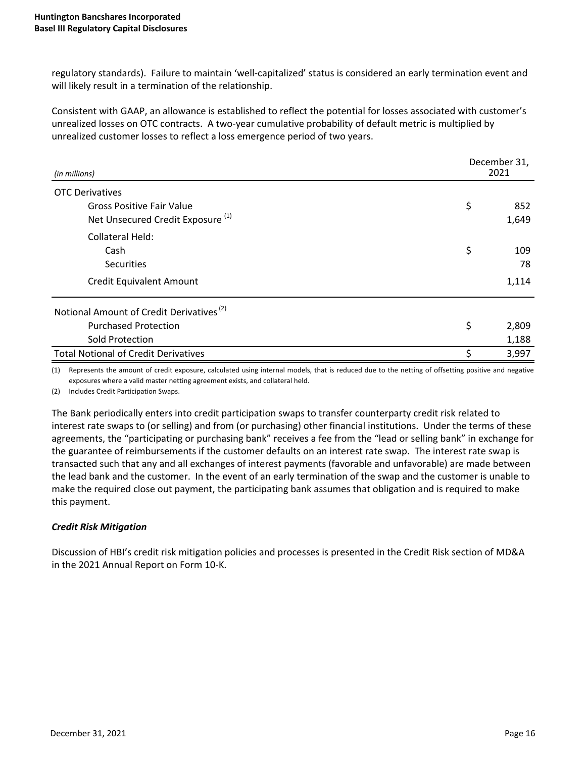regulatory standards). Failure to maintain 'well-capitalized' status is considered an early termination event and will likely result in a termination of the relationship.

Consistent with GAAP, an allowance is established to reflect the potential for losses associated with customer's unrealized losses on OTC contracts. A two-year cumulative probability of default metric is multiplied by unrealized customer losses to reflect a loss emergence period of two years.

| *(in millions)* | December 31, 2021 |
|---|---|
| OTC Derivatives | |
| Gross Positive Fair Value | $ 852 |
| Net Unsecured Credit Exposure [(1)] | 1,649 |
| Collateral Held: | |
| Cash | $ 109 |
| Securities | 78 |
| Credit Equivalent Amount | 1,114 |
| Notional Amount of Credit Derivatives [(2)] | |
| Purchased Protection | $ 2,809 |
| Sold Protection | 1,188 |
| Total Notional of Credit Derivatives | $ 3,997 |

(1) Represents the amount of credit exposure, calculated using internal models, that is reduced due to the netting of offsetting positive and negative exposures where a valid master netting agreement exists, and collateral held.

(2) Includes Credit Participation Swaps.

The Bank periodically enters into credit participation swaps to transfer counterparty credit risk related to interest rate swaps to (or selling) and from (or purchasing) other financial institutions. Under the terms of these agreements, the "participating or purchasing bank" receives a fee from the "lead or selling bank" in exchange for the guarantee of reimbursements if the customer defaults on an interest rate swap. The interest rate swap is transacted such that any and all exchanges of interest payments (favorable and unfavorable) are made between the lead bank and the customer. In the event of an early termination of the swap and the customer is unable to make the required close out payment, the participating bank assumes that obligation and is required to make this payment.

***Credit Risk Mitigation***

Discussion of HBI's credit risk mitigation policies and processes is presented in the Credit Risk section of MD&A in the 2021 Annual Report on Form 10-K.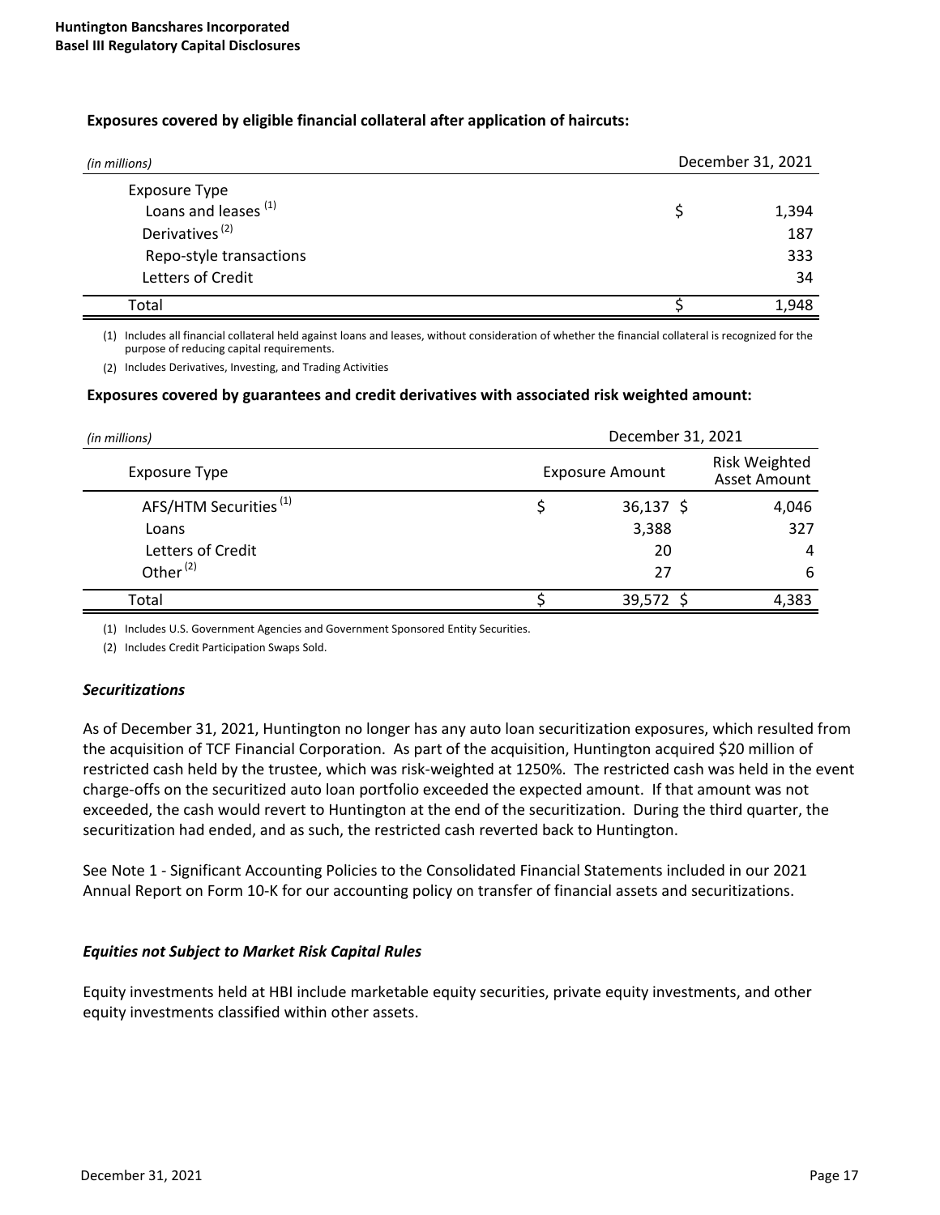**Exposures covered by eligible financial collateral after application of haircuts:**

| *(in millions)* | December 31, 2021 |
|---|---|
| Exposure Type | |
| Loans and leases [(1)] | $ 1,394 |
| Derivatives [(2)] | 187 |
| Repo-style transactions | 333 |
| Letters of Credit | 34 |
| Total | $ 1,948 |

(1) Includes all financial collateral held against loans and leases, without consideration of whether the financial collateral is recognized for the purpose of reducing capital requirements.

(2) Includes Derivatives, Investing, and Trading Activities

**Exposures covered by guarantees and credit derivatives with associated risk weighted amount:**

| *(in millions)* | December 31, 2021 | |
|---|---|---|
| Exposure Type | Exposure Amount | Risk Weighted Asset Amount |
| AFS/HTM Securities [(1)] | $ 36,137 | $ 4,046 |
| Loans | 3,388 | 327 |
| Letters of Credit | 20 | 4 |
| Other [(2)] | 27 | 6 |
| Total | $ 39,572 | $ 4,383 |

(1) Includes U.S. Government Agencies and Government Sponsored Entity Securities.

(2) Includes Credit Participation Swaps Sold.

***Securitizations***

As of December 31, 2021, Huntington no longer has any auto loan securitization exposures, which resulted from the acquisition of TCF Financial Corporation. As part of the acquisition, Huntington acquired $20 million of restricted cash held by the trustee, which was risk-weighted at 1250%. The restricted cash was held in the event charge-offs on the securitized auto loan portfolio exceeded the expected amount. If that amount was not exceeded, the cash would revert to Huntington at the end of the securitization. During the third quarter, the securitization had ended, and as such, the restricted cash reverted back to Huntington.

See Note 1 - Significant Accounting Policies to the Consolidated Financial Statements included in our 2021 Annual Report on Form 10-K for our accounting policy on transfer of financial assets and securitizations.

***Equities not Subject to Market Risk Capital Rules***

Equity investments held at HBI include marketable equity securities, private equity investments, and other equity investments classified within other assets.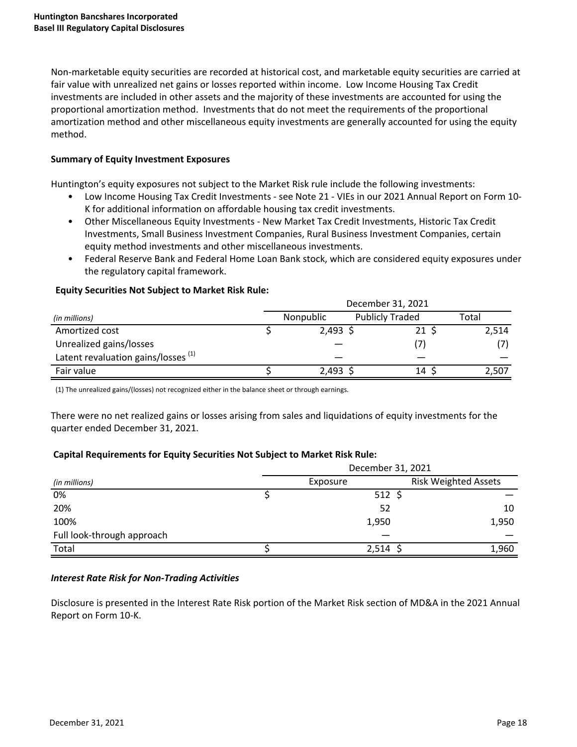Non-marketable equity securities are recorded at historical cost, and marketable equity securities are carried at fair value with unrealized net gains or losses reported within income. Low Income Housing Tax Credit investments are included in other assets and the majority of these investments are accounted for using the proportional amortization method. Investments that do not meet the requirements of the proportional amortization method and other miscellaneous equity investments are generally accounted for using the equity method.

**Summary of Equity Investment Exposures**

Huntington's equity exposures not subject to the Market Risk rule include the following investments:

- Low Income Housing Tax Credit Investments - see Note 21 - VIEs in our 2021 Annual Report on Form 10-K for additional information on affordable housing tax credit investments.
- Other Miscellaneous Equity Investments - New Market Tax Credit Investments, Historic Tax Credit Investments, Small Business Investment Companies, Rural Business Investment Companies, certain equity method investments and other miscellaneous investments.
- Federal Reserve Bank and Federal Home Loan Bank stock, which are considered equity exposures under the regulatory capital framework.

**Equity Securities Not Subject to Market Risk Rule:**

| | December 31, 2021 | | |
|---|---|---|---|
| *(in millions)* | Nonpublic | Publicly Traded | Total |
| Amortized cost | $ 2,493 | $ 21 | $ 2,514 |
| Unrealized gains/losses | — | (7) | (7) |
| Latent revaluation gains/losses [1] | — | — | — |
| Fair value | $ 2,493 | $ 14 | $ 2,507 |

(1) The unrealized gains/(losses) not recognized either in the balance sheet or through earnings.

There were no net realized gains or losses arising from sales and liquidations of equity investments for the quarter ended December 31, 2021.

**Capital Requirements for Equity Securities Not Subject to Market Risk Rule:**

| | December 31, 2021 | |
|---|---|---|
| *(in millions)* | Exposure | Risk Weighted Assets |
| 0% | $ 512 | $ — |
| 20% | 52 | 10 |
| 100% | 1,950 | 1,950 |
| Full look-through approach | — | — |
| Total | $ 2,514 | $ 1,960 |

***Interest Rate Risk for Non-Trading Activities***

Disclosure is presented in the Interest Rate Risk portion of the Market Risk section of MD&A in the 2021 Annual Report on Form 10-K.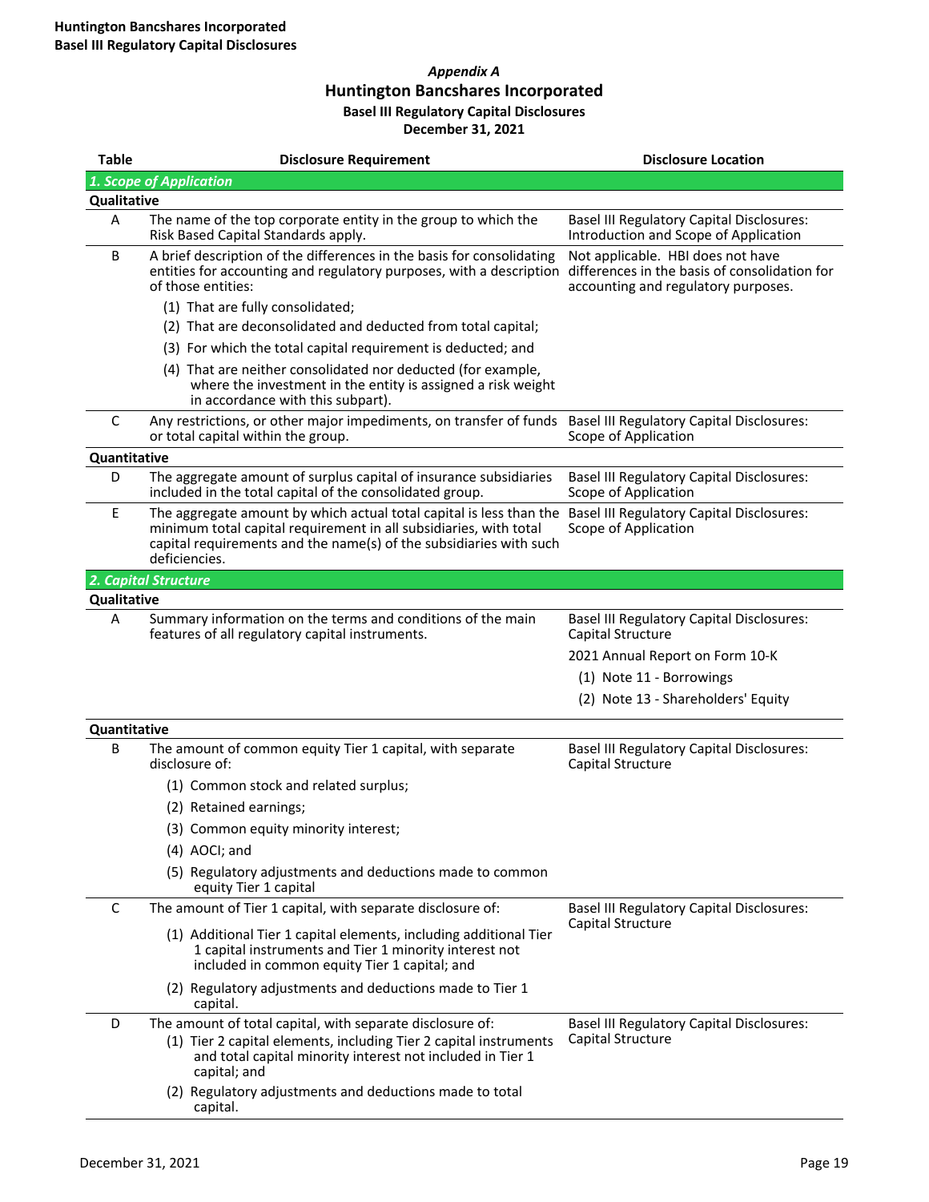## Appendix A

# Huntington Bancshares Incorporated

### Basel III Regulatory Capital Disclosures

### December 31, 2021

| Table | Disclosure Requirement | Disclosure Location |
|---|---|---|
| ***1. Scope of Application*** | | |
| **Qualitative** | | |
| A | The name of the top corporate entity in the group to which the Risk Based Capital Standards apply. | Basel III Regulatory Capital Disclosures: Introduction and Scope of Application |
| B | A brief description of the differences in the basis for consolidating entities for accounting and regulatory purposes, with a description of those entities:<br>(1) That are fully consolidated;<br>(2) That are deconsolidated and deducted from total capital;<br>(3) For which the total capital requirement is deducted; and<br>(4) That are neither consolidated nor deducted (for example, where the investment in the entity is assigned a risk weight in accordance with this subpart). | Not applicable. HBI does not have differences in the basis of consolidation for accounting and regulatory purposes. |
| C | Any restrictions, or other major impediments, on transfer of funds or total capital within the group. | Basel III Regulatory Capital Disclosures: Scope of Application |
| **Quantitative** | | |
| D | The aggregate amount of surplus capital of insurance subsidiaries included in the total capital of the consolidated group. | Basel III Regulatory Capital Disclosures: Scope of Application |
| E | The aggregate amount by which actual total capital is less than the minimum total capital requirement in all subsidiaries, with total capital requirements and the name(s) of the subsidiaries with such deficiencies. | Basel III Regulatory Capital Disclosures: Scope of Application |
| ***2. Capital Structure*** | | |
| **Qualitative** | | |
| A | Summary information on the terms and conditions of the main features of all regulatory capital instruments. | Basel III Regulatory Capital Disclosures: Capital Structure<br>2021 Annual Report on Form 10-K<br>(1) Note 11 - Borrowings<br>(2) Note 13 - Shareholders' Equity |
| **Quantitative** | | |
| B | The amount of common equity Tier 1 capital, with separate disclosure of:<br>(1) Common stock and related surplus;<br>(2) Retained earnings;<br>(3) Common equity minority interest;<br>(4) AOCI; and<br>(5) Regulatory adjustments and deductions made to common equity Tier 1 capital | Basel III Regulatory Capital Disclosures: Capital Structure |
| C | The amount of Tier 1 capital, with separate disclosure of:<br>(1) Additional Tier 1 capital elements, including additional Tier 1 capital instruments and Tier 1 minority interest not included in common equity Tier 1 capital; and<br>(2) Regulatory adjustments and deductions made to Tier 1 capital. | Basel III Regulatory Capital Disclosures: Capital Structure |
| D | The amount of total capital, with separate disclosure of:<br>(1) Tier 2 capital elements, including Tier 2 capital instruments and total capital minority interest not included in Tier 1 capital; and<br>(2) Regulatory adjustments and deductions made to total capital. | Basel III Regulatory Capital Disclosures: Capital Structure |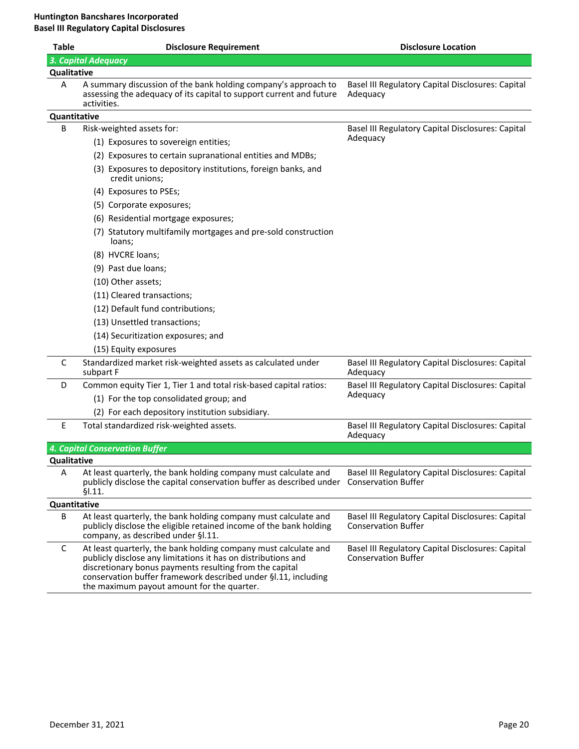| Table | Disclosure Requirement | Disclosure Location |
|---|---|---|
| ***3. Capital Adequacy*** | | |
| **Qualitative** | | |
| A | A summary discussion of the bank holding company's approach to assessing the adequacy of its capital to support current and future activities. | Basel III Regulatory Capital Disclosures: Capital Adequacy |
| **Quantitative** | | |
| B | Risk-weighted assets for:<br>(1) Exposures to sovereign entities;<br>(2) Exposures to certain supranational entities and MDBs;<br>(3) Exposures to depository institutions, foreign banks, and credit unions;<br>(4) Exposures to PSEs;<br>(5) Corporate exposures;<br>(6) Residential mortgage exposures;<br>(7) Statutory multifamily mortgages and pre-sold construction loans;<br>(8) HVCRE loans;<br>(9) Past due loans;<br>(10) Other assets;<br>(11) Cleared transactions;<br>(12) Default fund contributions;<br>(13) Unsettled transactions;<br>(14) Securitization exposures; and<br>(15) Equity exposures | Basel III Regulatory Capital Disclosures: Capital Adequacy |
| C | Standardized market risk-weighted assets as calculated under subpart F | Basel III Regulatory Capital Disclosures: Capital Adequacy |
| D | Common equity Tier 1, Tier 1 and total risk-based capital ratios:<br>(1) For the top consolidated group; and<br>(2) For each depository institution subsidiary. | Basel III Regulatory Capital Disclosures: Capital Adequacy |
| E | Total standardized risk-weighted assets. | Basel III Regulatory Capital Disclosures: Capital Adequacy |
| ***4. Capital Conservation Buffer*** | | |
| **Qualitative** | | |
| A | At least quarterly, the bank holding company must calculate and publicly disclose the capital conservation buffer as described under §I.11. | Basel III Regulatory Capital Disclosures: Capital Conservation Buffer |
| **Quantitative** | | |
| B | At least quarterly, the bank holding company must calculate and publicly disclose the eligible retained income of the bank holding company, as described under §I.11. | Basel III Regulatory Capital Disclosures: Capital Conservation Buffer |
| C | At least quarterly, the bank holding company must calculate and publicly disclose any limitations it has on distributions and discretionary bonus payments resulting from the capital conservation buffer framework described under §I.11, including the maximum payout amount for the quarter. | Basel III Regulatory Capital Disclosures: Capital Conservation Buffer |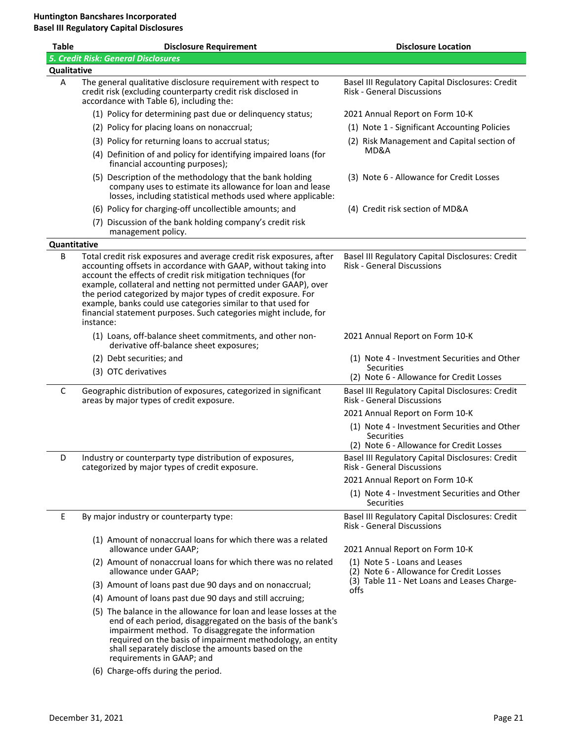**Huntington Bancshares Incorporated**
**Basel III Regulatory Capital Disclosures**

| Table | Disclosure Requirement | Disclosure Location |
|---|---|---|
| ***5. Credit Risk: General Disclosures*** | | |
| **Qualitative** | | |
| A | The general qualitative disclosure requirement with respect to credit risk (excluding counterparty credit risk disclosed in accordance with Table 6), including the:<br>(1) Policy for determining past due or delinquency status;<br>(2) Policy for placing loans on nonaccrual;<br>(3) Policy for returning loans to accrual status;<br>(4) Definition of and policy for identifying impaired loans (for financial accounting purposes);<br>(5) Description of the methodology that the bank holding company uses to estimate its allowance for loan and lease losses, including statistical methods used where applicable:<br>(6) Policy for charging-off uncollectible amounts; and<br>(7) Discussion of the bank holding company's credit risk management policy. | Basel III Regulatory Capital Disclosures: Credit Risk - General Discussions<br>2021 Annual Report on Form 10-K<br>(1) Note 1 - Significant Accounting Policies<br>(2) Risk Management and Capital section of MD&A<br>(3) Note 6 - Allowance for Credit Losses<br>(4) Credit risk section of MD&A |
| **Quantitative** | | |
| B | Total credit risk exposures and average credit risk exposures, after accounting offsets in accordance with GAAP, without taking into account the effects of credit risk mitigation techniques (for example, collateral and netting not permitted under GAAP), over the period categorized by major types of credit exposure. For example, banks could use categories similar to that used for financial statement purposes. Such categories might include, for instance:<br>(1) Loans, off-balance sheet commitments, and other non-derivative off-balance sheet exposures;<br>(2) Debt securities; and<br>(3) OTC derivatives | Basel III Regulatory Capital Disclosures: Credit Risk - General Discussions<br>2021 Annual Report on Form 10-K<br>(1) Note 4 - Investment Securities and Other Securities<br>(2) Note 6 - Allowance for Credit Losses |
| C | Geographic distribution of exposures, categorized in significant areas by major types of credit exposure. | Basel III Regulatory Capital Disclosures: Credit Risk - General Discussions<br>2021 Annual Report on Form 10-K<br>(1) Note 4 - Investment Securities and Other Securities<br>(2) Note 6 - Allowance for Credit Losses |
| D | Industry or counterparty type distribution of exposures, categorized by major types of credit exposure. | Basel III Regulatory Capital Disclosures: Credit Risk - General Discussions<br>2021 Annual Report on Form 10-K<br>(1) Note 4 - Investment Securities and Other Securities |
| E | By major industry or counterparty type:<br>(1) Amount of nonaccrual loans for which there was a related allowance under GAAP;<br>(2) Amount of nonaccrual loans for which there was no related allowance under GAAP;<br>(3) Amount of loans past due 90 days and on nonaccrual;<br>(4) Amount of loans past due 90 days and still accruing;<br>(5) The balance in the allowance for loan and lease losses at the end of each period, disaggregated on the basis of the bank's impairment method. To disaggregate the information required on the basis of impairment methodology, an entity shall separately disclose the amounts based on the requirements in GAAP; and<br>(6) Charge-offs during the period. | Basel III Regulatory Capital Disclosures: Credit Risk - General Discussions<br>2021 Annual Report on Form 10-K<br>(1) Note 5 - Loans and Leases<br>(2) Note 6 - Allowance for Credit Losses<br>(3) Table 11 - Net Loans and Leases Charge-offs |

December 31, 2021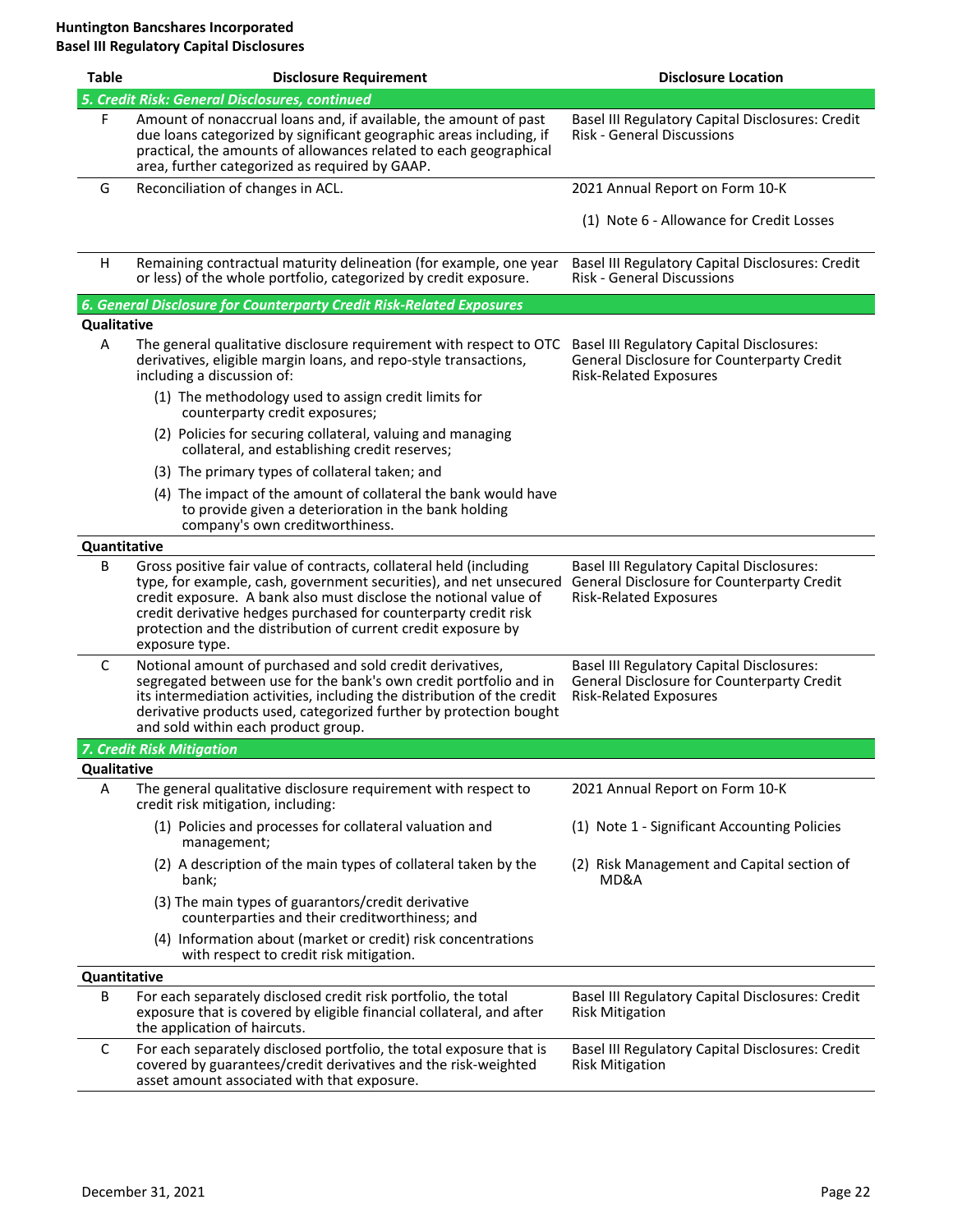**Huntington Bancshares Incorporated**
**Basel III Regulatory Capital Disclosures**

| Table | Disclosure Requirement | Disclosure Location |
|---|---|---|
| ***5. Credit Risk: General Disclosures, continued*** | | |
| F | Amount of nonaccrual loans and, if available, the amount of past due loans categorized by significant geographic areas including, if practical, the amounts of allowances related to each geographical area, further categorized as required by GAAP. | Basel III Regulatory Capital Disclosures: Credit Risk - General Discussions |
| G | Reconciliation of changes in ACL. | 2021 Annual Report on Form 10-K<br><br>(1) Note 6 - Allowance for Credit Losses |
| H | Remaining contractual maturity delineation (for example, one year or less) of the whole portfolio, categorized by credit exposure. | Basel III Regulatory Capital Disclosures: Credit Risk - General Discussions |
| ***6. General Disclosure for Counterparty Credit Risk-Related Exposures*** | | |
| **Qualitative** | | |
| A | The general qualitative disclosure requirement with respect to OTC derivatives, eligible margin loans, and repo-style transactions, including a discussion of:<br>(1) The methodology used to assign credit limits for counterparty credit exposures;<br>(2) Policies for securing collateral, valuing and managing collateral, and establishing credit reserves;<br>(3) The primary types of collateral taken; and<br>(4) The impact of the amount of collateral the bank would have to provide given a deterioration in the bank holding company's own creditworthiness. | Basel III Regulatory Capital Disclosures: General Disclosure for Counterparty Credit Risk-Related Exposures |
| **Quantitative** | | |
| B | Gross positive fair value of contracts, collateral held (including type, for example, cash, government securities), and net unsecured credit exposure. A bank also must disclose the notional value of credit derivative hedges purchased for counterparty credit risk protection and the distribution of current credit exposure by exposure type. | Basel III Regulatory Capital Disclosures: General Disclosure for Counterparty Credit Risk-Related Exposures |
| C | Notional amount of purchased and sold credit derivatives, segregated between use for the bank's own credit portfolio and in its intermediation activities, including the distribution of the credit derivative products used, categorized further by protection bought and sold within each product group. | Basel III Regulatory Capital Disclosures: General Disclosure for Counterparty Credit Risk-Related Exposures |
| ***7. Credit Risk Mitigation*** | | |
| **Qualitative** | | |
| A | The general qualitative disclosure requirement with respect to credit risk mitigation, including:<br>(1) Policies and processes for collateral valuation and management;<br>(2) A description of the main types of collateral taken by the bank;<br>(3) The main types of guarantors/credit derivative counterparties and their creditworthiness; and<br>(4) Information about (market or credit) risk concentrations with respect to credit risk mitigation. | 2021 Annual Report on Form 10-K<br>(1) Note 1 - Significant Accounting Policies<br>(2) Risk Management and Capital section of MD&A |
| **Quantitative** | | |
| B | For each separately disclosed credit risk portfolio, the total exposure that is covered by eligible financial collateral, and after the application of haircuts. | Basel III Regulatory Capital Disclosures: Credit Risk Mitigation |
| C | For each separately disclosed portfolio, the total exposure that is covered by guarantees/credit derivatives and the risk-weighted asset amount associated with that exposure. | Basel III Regulatory Capital Disclosures: Credit Risk Mitigation |

December 31, 2021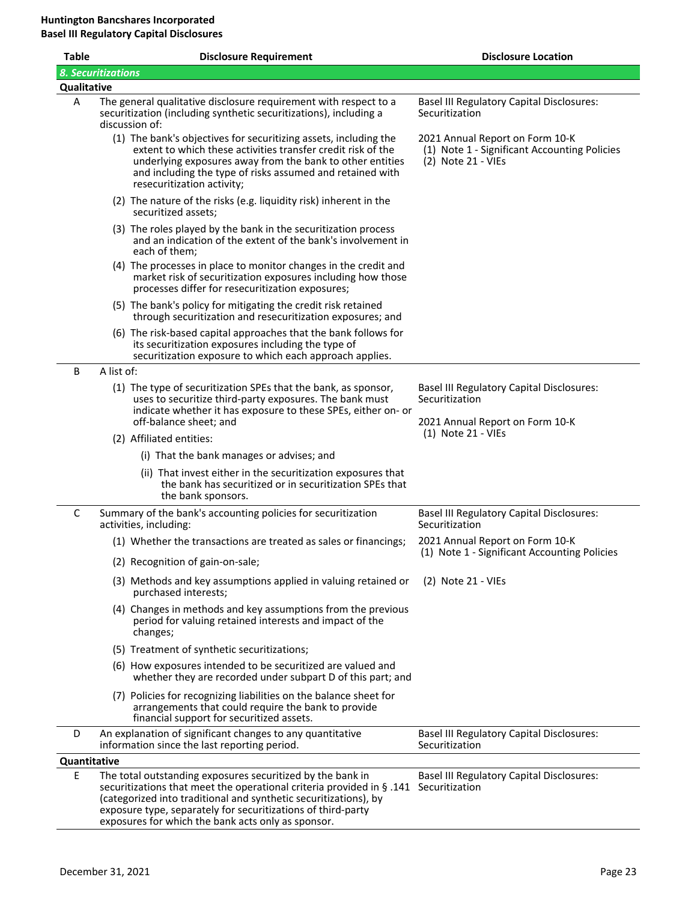**Huntington Bancshares Incorporated**
**Basel III Regulatory Capital Disclosures**

| Table | Disclosure Requirement | Disclosure Location |
|---|---|---|
| ***8. Securitizations*** | | |
| **Qualitative** | | |
| A | The general qualitative disclosure requirement with respect to a securitization (including synthetic securitizations), including a discussion of: | Basel III Regulatory Capital Disclosures: Securitization |
| | (1) The bank's objectives for securitizing assets, including the extent to which these activities transfer credit risk of the underlying exposures away from the bank to other entities and including the type of risks assumed and retained with resecuritization activity; | 2021 Annual Report on Form 10-K<br>(1) Note 1 - Significant Accounting Policies<br>(2) Note 21 - VIEs |
| | (2) The nature of the risks (e.g. liquidity risk) inherent in the securitized assets; | |
| | (3) The roles played by the bank in the securitization process and an indication of the extent of the bank's involvement in each of them; | |
| | (4) The processes in place to monitor changes in the credit and market risk of securitization exposures including how those processes differ for resecuritization exposures; | |
| | (5) The bank's policy for mitigating the credit risk retained through securitization and resecuritization exposures; and | |
| | (6) The risk-based capital approaches that the bank follows for its securitization exposures including the type of securitization exposure to which each approach applies. | |
| B | A list of: | |
| | (1) The type of securitization SPEs that the bank, as sponsor, uses to securitize third-party exposures. The bank must indicate whether it has exposure to these SPEs, either on- or off-balance sheet; and | Basel III Regulatory Capital Disclosures: Securitization<br><br>2021 Annual Report on Form 10-K<br>(1) Note 21 - VIEs |
| | (2) Affiliated entities: | |
| | (i) That the bank manages or advises; and | |
| | (ii) That invest either in the securitization exposures that the bank has securitized or in securitization SPEs that the bank sponsors. | |
| C | Summary of the bank's accounting policies for securitization activities, including: | Basel III Regulatory Capital Disclosures: Securitization |
| | (1) Whether the transactions are treated as sales or financings; | 2021 Annual Report on Form 10-K<br>(1) Note 1 - Significant Accounting Policies |
| | (2) Recognition of gain-on-sale; | |
| | (3) Methods and key assumptions applied in valuing retained or purchased interests; | (2) Note 21 - VIEs |
| | (4) Changes in methods and key assumptions from the previous period for valuing retained interests and impact of the changes; | |
| | (5) Treatment of synthetic securitizations; | |
| | (6) How exposures intended to be securitized are valued and whether they are recorded under subpart D of this part; and | |
| | (7) Policies for recognizing liabilities on the balance sheet for arrangements that could require the bank to provide financial support for securitized assets. | |
| D | An explanation of significant changes to any quantitative information since the last reporting period. | Basel III Regulatory Capital Disclosures: Securitization |
| **Quantitative** | | |
| E | The total outstanding exposures securitized by the bank in securitizations that meet the operational criteria provided in § .141 (categorized into traditional and synthetic securitizations), by exposure type, separately for securitizations of third-party exposures for which the bank acts only as sponsor. | Basel III Regulatory Capital Disclosures: Securitization |

December 31, 2021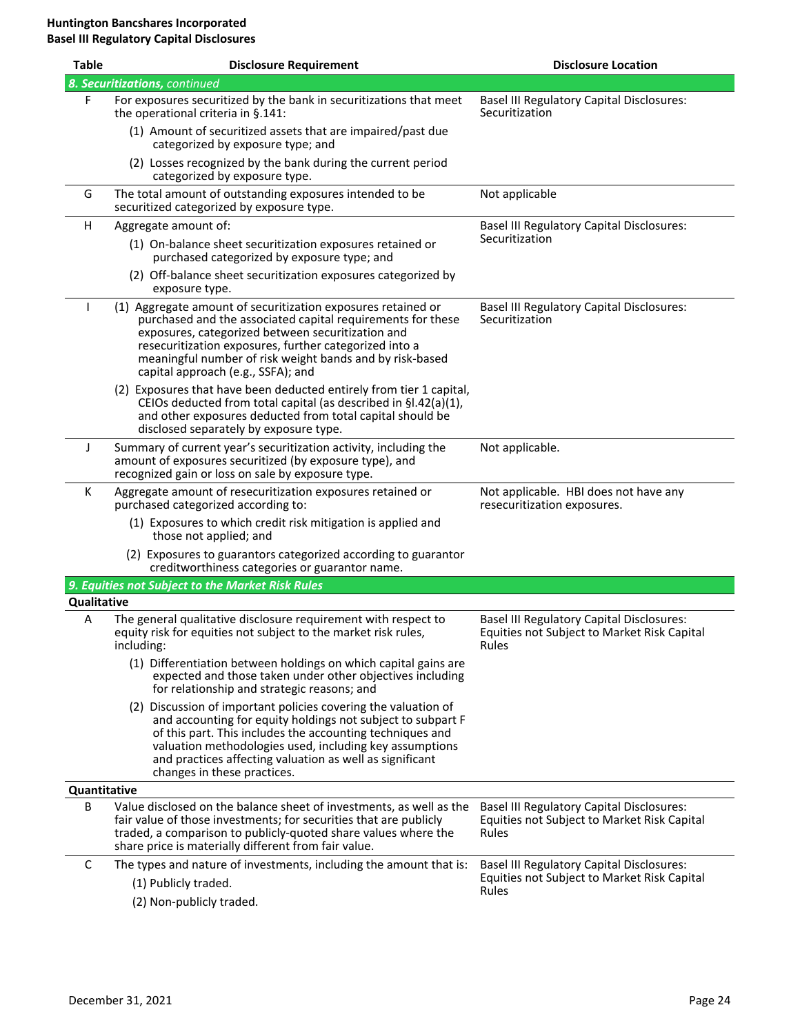| Table | Disclosure Requirement | Disclosure Location |
|---|---|---|
| ***8. Securitizations**, continued* | | |
| F | For exposures securitized by the bank in securitizations that meet the operational criteria in §.141:<br>(1) Amount of securitized assets that are impaired/past due categorized by exposure type; and<br>(2) Losses recognized by the bank during the current period categorized by exposure type. | Basel III Regulatory Capital Disclosures: Securitization |
| G | The total amount of outstanding exposures intended to be securitized categorized by exposure type. | Not applicable |
| H | Aggregate amount of:<br>(1) On-balance sheet securitization exposures retained or purchased categorized by exposure type; and<br>(2) Off-balance sheet securitization exposures categorized by exposure type. | Basel III Regulatory Capital Disclosures: Securitization |
| I | (1) Aggregate amount of securitization exposures retained or purchased and the associated capital requirements for these exposures, categorized between securitization and resecuritization exposures, further categorized into a meaningful number of risk weight bands and by risk-based capital approach (e.g., SSFA); and<br>(2) Exposures that have been deducted entirely from tier 1 capital, CEIOs deducted from total capital (as described in §l.42(a)(1), and other exposures deducted from total capital should be disclosed separately by exposure type. | Basel III Regulatory Capital Disclosures: Securitization |
| J | Summary of current year's securitization activity, including the amount of exposures securitized (by exposure type), and recognized gain or loss on sale by exposure type. | Not applicable. |
| K | Aggregate amount of resecuritization exposures retained or purchased categorized according to:<br>(1) Exposures to which credit risk mitigation is applied and those not applied; and<br>(2) Exposures to guarantors categorized according to guarantor creditworthiness categories or guarantor name. | Not applicable. HBI does not have any resecuritization exposures. |
| ***9. Equities not Subject to the Market Risk Rules*** | | |
| **Qualitative** | | |
| A | The general qualitative disclosure requirement with respect to equity risk for equities not subject to the market risk rules, including:<br>(1) Differentiation between holdings on which capital gains are expected and those taken under other objectives including for relationship and strategic reasons; and<br>(2) Discussion of important policies covering the valuation of and accounting for equity holdings not subject to subpart F of this part. This includes the accounting techniques and valuation methodologies used, including key assumptions and practices affecting valuation as well as significant changes in these practices. | Basel III Regulatory Capital Disclosures: Equities not Subject to Market Risk Capital Rules |
| **Quantitative** | | |
| B | Value disclosed on the balance sheet of investments, as well as the fair value of those investments; for securities that are publicly traded, a comparison to publicly-quoted share values where the share price is materially different from fair value. | Basel III Regulatory Capital Disclosures: Equities not Subject to Market Risk Capital Rules |
| C | The types and nature of investments, including the amount that is:<br>(1) Publicly traded.<br>(2) Non-publicly traded. | Basel III Regulatory Capital Disclosures: Equities not Subject to Market Risk Capital Rules |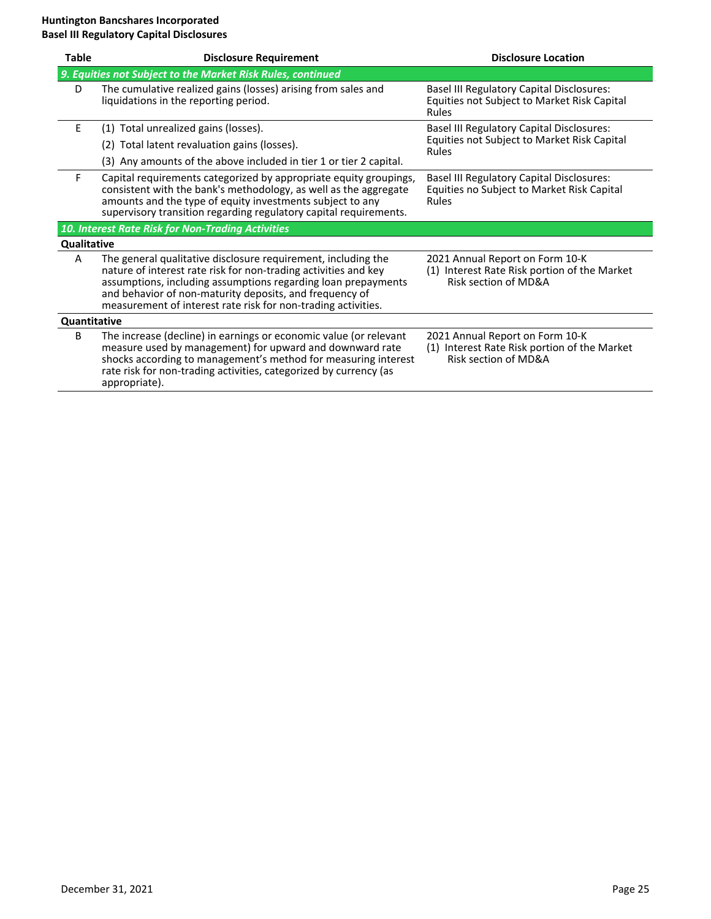**Huntington Bancshares Incorporated**
**Basel III Regulatory Capital Disclosures**

| Table | Disclosure Requirement | Disclosure Location |
|---|---|---|
| ***9. Equities not Subject to the Market Risk Rules, continued*** | | |
| D | The cumulative realized gains (losses) arising from sales and liquidations in the reporting period. | Basel III Regulatory Capital Disclosures: Equities not Subject to Market Risk Capital Rules |
| E | (1) Total unrealized gains (losses).<br>(2) Total latent revaluation gains (losses).<br>(3) Any amounts of the above included in tier 1 or tier 2 capital. | Basel III Regulatory Capital Disclosures: Equities not Subject to Market Risk Capital Rules |
| F | Capital requirements categorized by appropriate equity groupings, consistent with the bank's methodology, as well as the aggregate amounts and the type of equity investments subject to any supervisory transition regarding regulatory capital requirements. | Basel III Regulatory Capital Disclosures: Equities no Subject to Market Risk Capital Rules |
| ***10. Interest Rate Risk for Non-Trading Activities*** | | |
| **Qualitative** | | |
| A | The general qualitative disclosure requirement, including the nature of interest rate risk for non-trading activities and key assumptions, including assumptions regarding loan prepayments and behavior of non-maturity deposits, and frequency of measurement of interest rate risk for non-trading activities. | 2021 Annual Report on Form 10-K<br>(1) Interest Rate Risk portion of the Market Risk section of MD&A |
| **Quantitative** | | |
| B | The increase (decline) in earnings or economic value (or relevant measure used by management) for upward and downward rate shocks according to management's method for measuring interest rate risk for non-trading activities, categorized by currency (as appropriate). | 2021 Annual Report on Form 10-K<br>(1) Interest Rate Risk portion of the Market Risk section of MD&A |